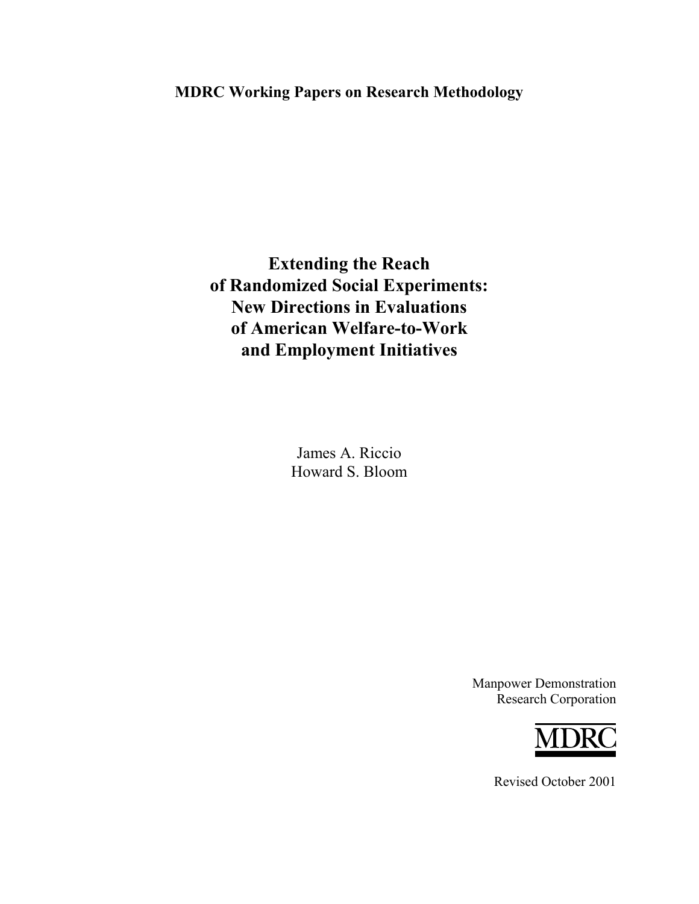**MDRC Working Papers on Research Methodology**

# Extending the Reach of Randomized Social Experiments: New Directions in Evaluations of American Welfare-to-Work and Employment Initiatives

James A. Riccio
Howard S. Bloom

Manpower Demonstration
Research Corporation

MDRC

Revised October 2001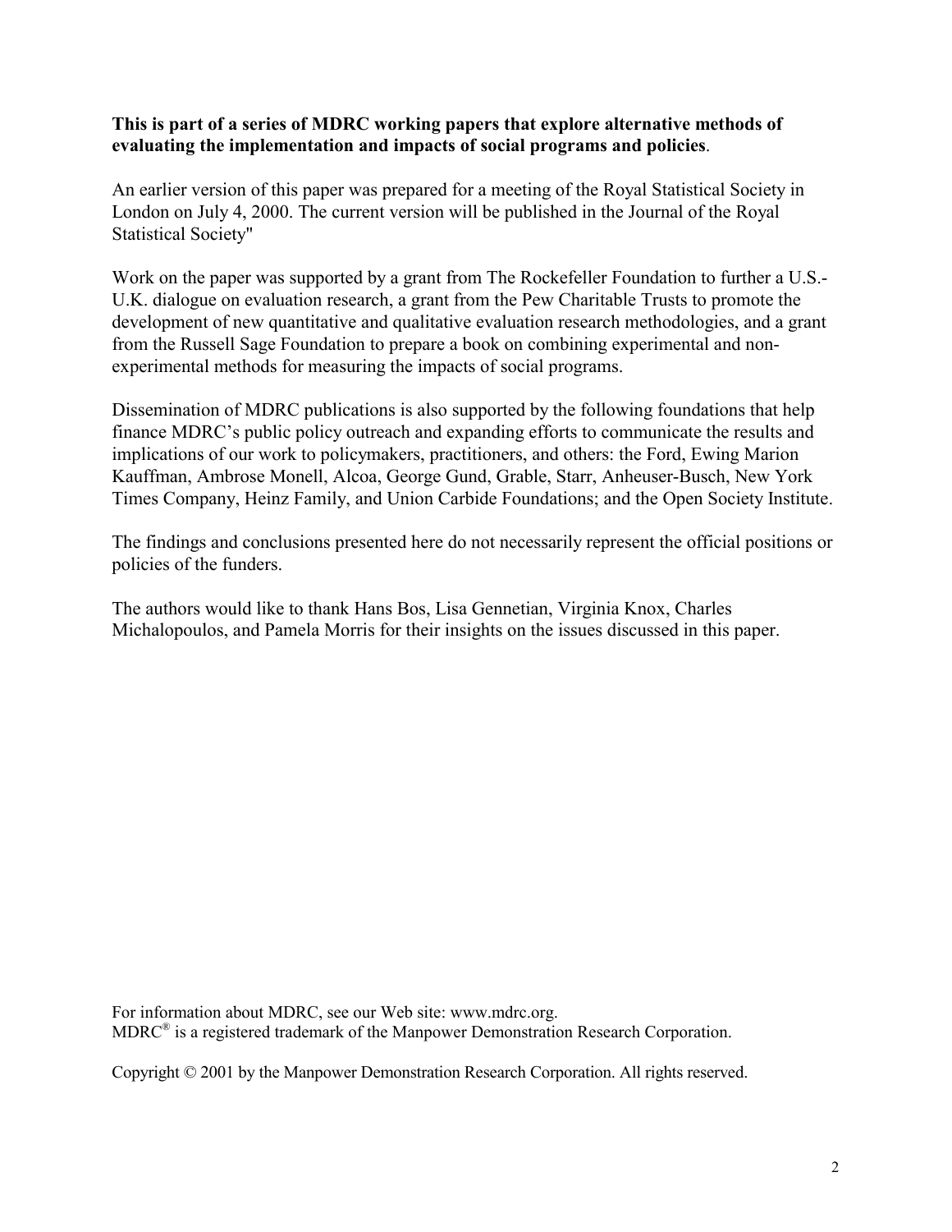**This is part of a series of MDRC working papers that explore alternative methods of evaluating the implementation and impacts of social programs and policies**.

An earlier version of this paper was prepared for a meeting of the Royal Statistical Society in London on July 4, 2000. The current version will be published in the Journal of the Royal Statistical Society"

Work on the paper was supported by a grant from The Rockefeller Foundation to further a U.S.-U.K. dialogue on evaluation research, a grant from the Pew Charitable Trusts to promote the development of new quantitative and qualitative evaluation research methodologies, and a grant from the Russell Sage Foundation to prepare a book on combining experimental and non-experimental methods for measuring the impacts of social programs.

Dissemination of MDRC publications is also supported by the following foundations that help finance MDRC's public policy outreach and expanding efforts to communicate the results and implications of our work to policymakers, practitioners, and others: the Ford, Ewing Marion Kauffman, Ambrose Monell, Alcoa, George Gund, Grable, Starr, Anheuser-Busch, New York Times Company, Heinz Family, and Union Carbide Foundations; and the Open Society Institute.

The findings and conclusions presented here do not necessarily represent the official positions or policies of the funders.

The authors would like to thank Hans Bos, Lisa Gennetian, Virginia Knox, Charles Michalopoulos, and Pamela Morris for their insights on the issues discussed in this paper.

For information about MDRC, see our Web site: www.mdrc.org.
MDRC® is a registered trademark of the Manpower Demonstration Research Corporation.

Copyright © 2001 by the Manpower Demonstration Research Corporation. All rights reserved.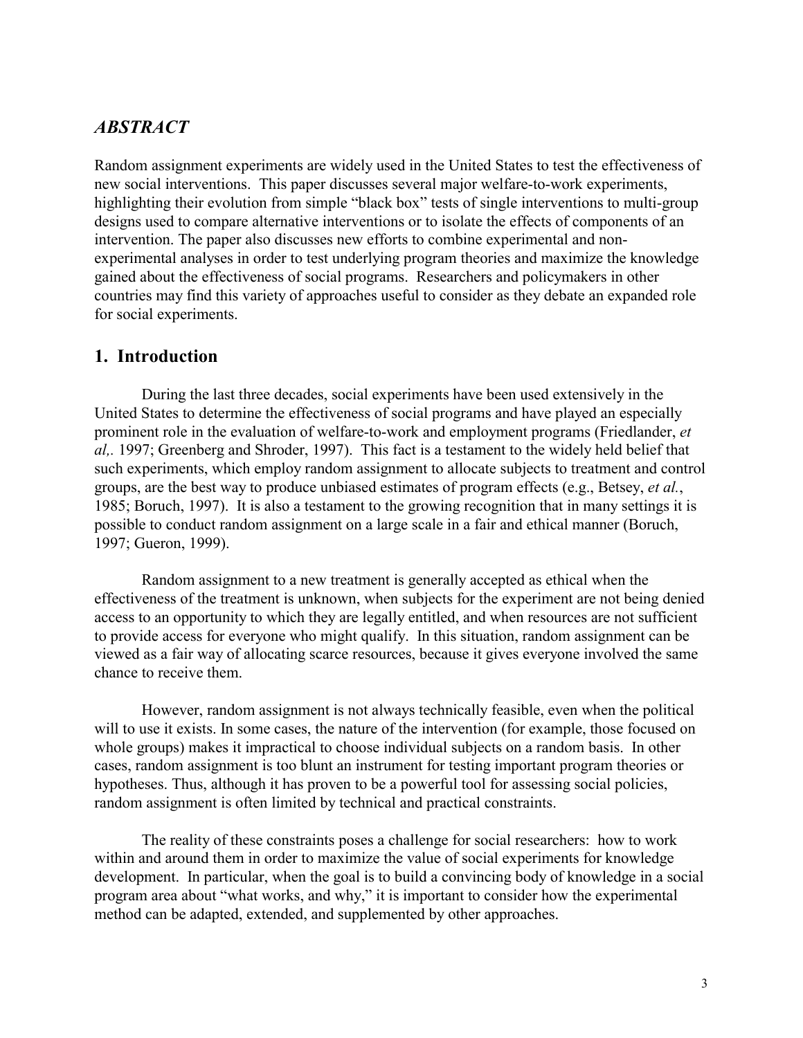## *ABSTRACT*

Random assignment experiments are widely used in the United States to test the effectiveness of new social interventions. This paper discusses several major welfare-to-work experiments, highlighting their evolution from simple "black box" tests of single interventions to multi-group designs used to compare alternative interventions or to isolate the effects of components of an intervention. The paper also discusses new efforts to combine experimental and non-experimental analyses in order to test underlying program theories and maximize the knowledge gained about the effectiveness of social programs. Researchers and policymakers in other countries may find this variety of approaches useful to consider as they debate an expanded role for social experiments.

## 1. Introduction

During the last three decades, social experiments have been used extensively in the United States to determine the effectiveness of social programs and have played an especially prominent role in the evaluation of welfare-to-work and employment programs (Friedlander, *et al,*. 1997; Greenberg and Shroder, 1997). This fact is a testament to the widely held belief that such experiments, which employ random assignment to allocate subjects to treatment and control groups, are the best way to produce unbiased estimates of program effects (e.g., Betsey, *et al.*, 1985; Boruch, 1997). It is also a testament to the growing recognition that in many settings it is possible to conduct random assignment on a large scale in a fair and ethical manner (Boruch, 1997; Gueron, 1999).

Random assignment to a new treatment is generally accepted as ethical when the effectiveness of the treatment is unknown, when subjects for the experiment are not being denied access to an opportunity to which they are legally entitled, and when resources are not sufficient to provide access for everyone who might qualify. In this situation, random assignment can be viewed as a fair way of allocating scarce resources, because it gives everyone involved the same chance to receive them.

However, random assignment is not always technically feasible, even when the political will to use it exists. In some cases, the nature of the intervention (for example, those focused on whole groups) makes it impractical to choose individual subjects on a random basis. In other cases, random assignment is too blunt an instrument for testing important program theories or hypotheses. Thus, although it has proven to be a powerful tool for assessing social policies, random assignment is often limited by technical and practical constraints.

The reality of these constraints poses a challenge for social researchers: how to work within and around them in order to maximize the value of social experiments for knowledge development. In particular, when the goal is to build a convincing body of knowledge in a social program area about "what works, and why," it is important to consider how the experimental method can be adapted, extended, and supplemented by other approaches.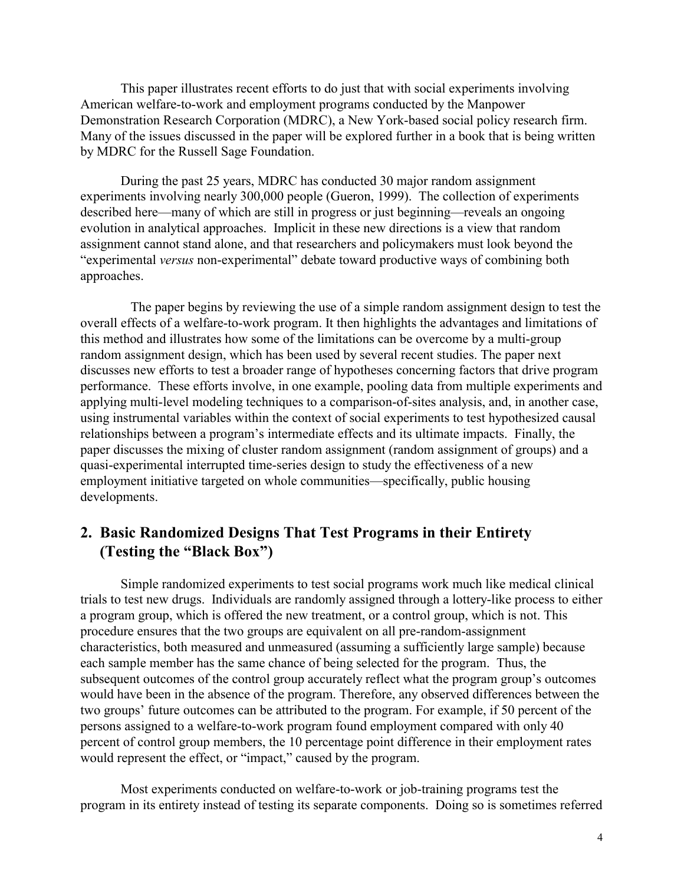This paper illustrates recent efforts to do just that with social experiments involving American welfare-to-work and employment programs conducted by the Manpower Demonstration Research Corporation (MDRC), a New York-based social policy research firm. Many of the issues discussed in the paper will be explored further in a book that is being written by MDRC for the Russell Sage Foundation.

During the past 25 years, MDRC has conducted 30 major random assignment experiments involving nearly 300,000 people (Gueron, 1999). The collection of experiments described here—many of which are still in progress or just beginning—reveals an ongoing evolution in analytical approaches. Implicit in these new directions is a view that random assignment cannot stand alone, and that researchers and policymakers must look beyond the "experimental *versus* non-experimental" debate toward productive ways of combining both approaches.

The paper begins by reviewing the use of a simple random assignment design to test the overall effects of a welfare-to-work program. It then highlights the advantages and limitations of this method and illustrates how some of the limitations can be overcome by a multi-group random assignment design, which has been used by several recent studies. The paper next discusses new efforts to test a broader range of hypotheses concerning factors that drive program performance. These efforts involve, in one example, pooling data from multiple experiments and applying multi-level modeling techniques to a comparison-of-sites analysis, and, in another case, using instrumental variables within the context of social experiments to test hypothesized causal relationships between a program's intermediate effects and its ultimate impacts. Finally, the paper discusses the mixing of cluster random assignment (random assignment of groups) and a quasi-experimental interrupted time-series design to study the effectiveness of a new employment initiative targeted on whole communities—specifically, public housing developments.

## 2. Basic Randomized Designs That Test Programs in their Entirety (Testing the "Black Box")

Simple randomized experiments to test social programs work much like medical clinical trials to test new drugs. Individuals are randomly assigned through a lottery-like process to either a program group, which is offered the new treatment, or a control group, which is not. This procedure ensures that the two groups are equivalent on all pre-random-assignment characteristics, both measured and unmeasured (assuming a sufficiently large sample) because each sample member has the same chance of being selected for the program. Thus, the subsequent outcomes of the control group accurately reflect what the program group's outcomes would have been in the absence of the program. Therefore, any observed differences between the two groups' future outcomes can be attributed to the program. For example, if 50 percent of the persons assigned to a welfare-to-work program found employment compared with only 40 percent of control group members, the 10 percentage point difference in their employment rates would represent the effect, or "impact," caused by the program.

Most experiments conducted on welfare-to-work or job-training programs test the program in its entirety instead of testing its separate components. Doing so is sometimes referred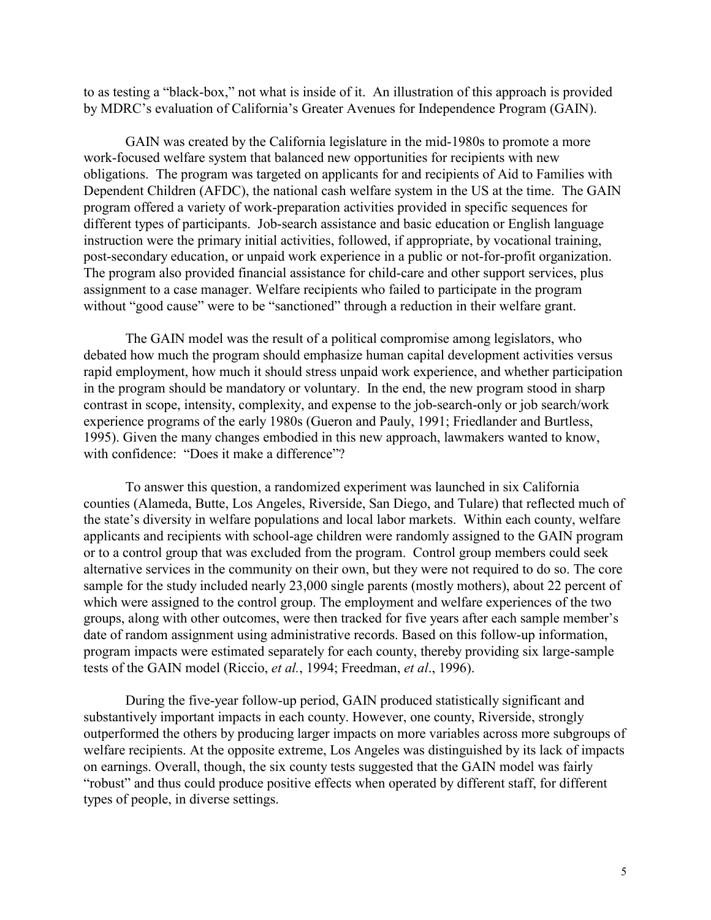to as testing a "black-box," not what is inside of it. An illustration of this approach is provided by MDRC's evaluation of California's Greater Avenues for Independence Program (GAIN).

GAIN was created by the California legislature in the mid-1980s to promote a more work-focused welfare system that balanced new opportunities for recipients with new obligations. The program was targeted on applicants for and recipients of Aid to Families with Dependent Children (AFDC), the national cash welfare system in the US at the time. The GAIN program offered a variety of work-preparation activities provided in specific sequences for different types of participants. Job-search assistance and basic education or English language instruction were the primary initial activities, followed, if appropriate, by vocational training, post-secondary education, or unpaid work experience in a public or not-for-profit organization. The program also provided financial assistance for child-care and other support services, plus assignment to a case manager. Welfare recipients who failed to participate in the program without "good cause" were to be "sanctioned" through a reduction in their welfare grant.

The GAIN model was the result of a political compromise among legislators, who debated how much the program should emphasize human capital development activities versus rapid employment, how much it should stress unpaid work experience, and whether participation in the program should be mandatory or voluntary. In the end, the new program stood in sharp contrast in scope, intensity, complexity, and expense to the job-search-only or job search/work experience programs of the early 1980s (Gueron and Pauly, 1991; Friedlander and Burtless, 1995). Given the many changes embodied in this new approach, lawmakers wanted to know, with confidence: "Does it make a difference"?

To answer this question, a randomized experiment was launched in six California counties (Alameda, Butte, Los Angeles, Riverside, San Diego, and Tulare) that reflected much of the state's diversity in welfare populations and local labor markets. Within each county, welfare applicants and recipients with school-age children were randomly assigned to the GAIN program or to a control group that was excluded from the program. Control group members could seek alternative services in the community on their own, but they were not required to do so. The core sample for the study included nearly 23,000 single parents (mostly mothers), about 22 percent of which were assigned to the control group. The employment and welfare experiences of the two groups, along with other outcomes, were then tracked for five years after each sample member's date of random assignment using administrative records. Based on this follow-up information, program impacts were estimated separately for each county, thereby providing six large-sample tests of the GAIN model (Riccio, *et al.*, 1994; Freedman, *et al*., 1996).

During the five-year follow-up period, GAIN produced statistically significant and substantively important impacts in each county. However, one county, Riverside, strongly outperformed the others by producing larger impacts on more variables across more subgroups of welfare recipients. At the opposite extreme, Los Angeles was distinguished by its lack of impacts on earnings. Overall, though, the six county tests suggested that the GAIN model was fairly "robust" and thus could produce positive effects when operated by different staff, for different types of people, in diverse settings.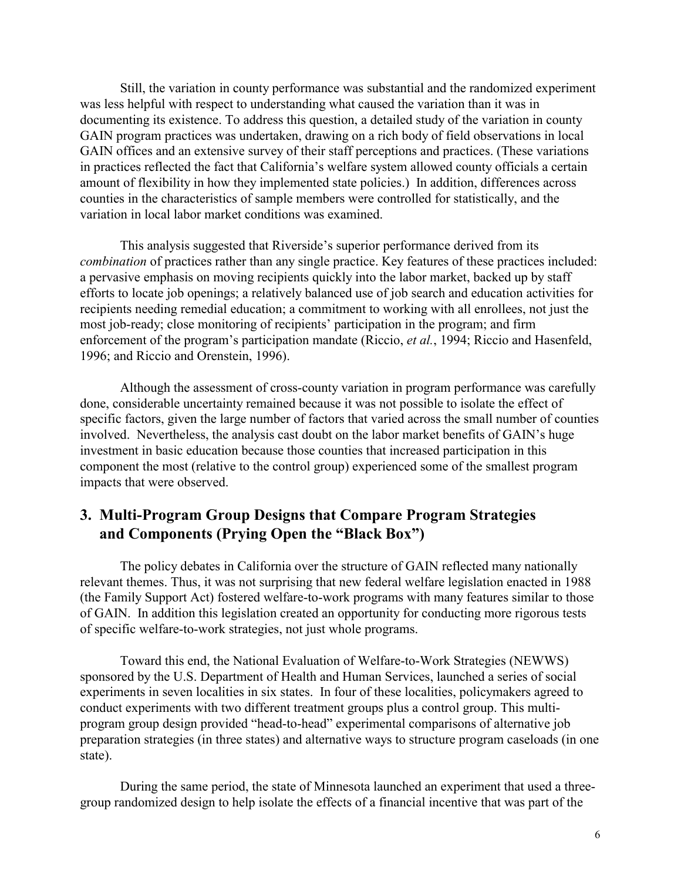Still, the variation in county performance was substantial and the randomized experiment was less helpful with respect to understanding what caused the variation than it was in documenting its existence. To address this question, a detailed study of the variation in county GAIN program practices was undertaken, drawing on a rich body of field observations in local GAIN offices and an extensive survey of their staff perceptions and practices. (These variations in practices reflected the fact that California's welfare system allowed county officials a certain amount of flexibility in how they implemented state policies.) In addition, differences across counties in the characteristics of sample members were controlled for statistically, and the variation in local labor market conditions was examined.

This analysis suggested that Riverside's superior performance derived from its *combination* of practices rather than any single practice. Key features of these practices included: a pervasive emphasis on moving recipients quickly into the labor market, backed up by staff efforts to locate job openings; a relatively balanced use of job search and education activities for recipients needing remedial education; a commitment to working with all enrollees, not just the most job-ready; close monitoring of recipients' participation in the program; and firm enforcement of the program's participation mandate (Riccio, *et al.*, 1994; Riccio and Hasenfeld, 1996; and Riccio and Orenstein, 1996).

Although the assessment of cross-county variation in program performance was carefully done, considerable uncertainty remained because it was not possible to isolate the effect of specific factors, given the large number of factors that varied across the small number of counties involved. Nevertheless, the analysis cast doubt on the labor market benefits of GAIN's huge investment in basic education because those counties that increased participation in this component the most (relative to the control group) experienced some of the smallest program impacts that were observed.

## 3. Multi-Program Group Designs that Compare Program Strategies and Components (Prying Open the "Black Box")

The policy debates in California over the structure of GAIN reflected many nationally relevant themes. Thus, it was not surprising that new federal welfare legislation enacted in 1988 (the Family Support Act) fostered welfare-to-work programs with many features similar to those of GAIN. In addition this legislation created an opportunity for conducting more rigorous tests of specific welfare-to-work strategies, not just whole programs.

Toward this end, the National Evaluation of Welfare-to-Work Strategies (NEWWS) sponsored by the U.S. Department of Health and Human Services, launched a series of social experiments in seven localities in six states. In four of these localities, policymakers agreed to conduct experiments with two different treatment groups plus a control group. This multi-program group design provided "head-to-head" experimental comparisons of alternative job preparation strategies (in three states) and alternative ways to structure program caseloads (in one state).

During the same period, the state of Minnesota launched an experiment that used a three-group randomized design to help isolate the effects of a financial incentive that was part of the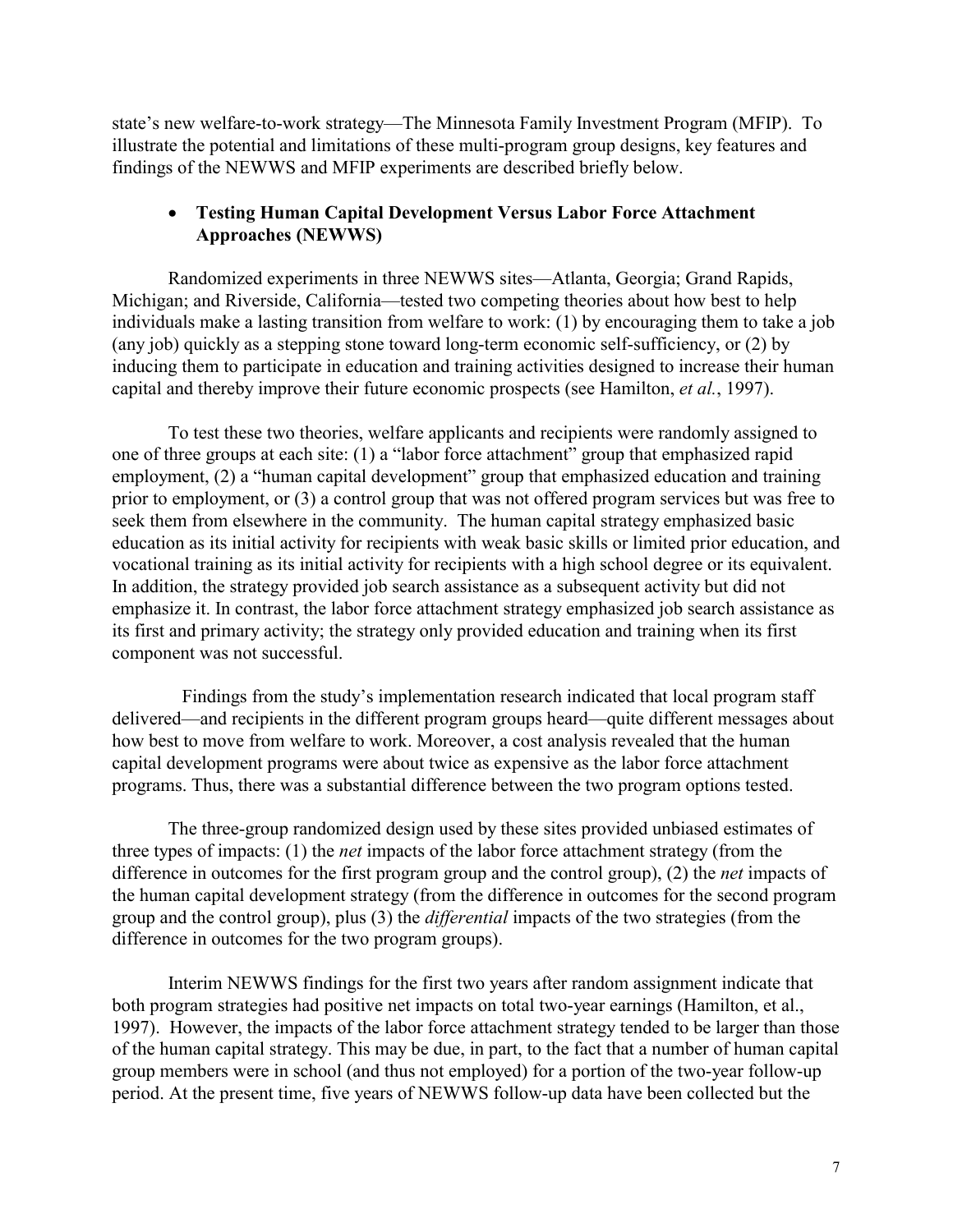state's new welfare-to-work strategy—The Minnesota Family Investment Program (MFIP). To illustrate the potential and limitations of these multi-program group designs, key features and findings of the NEWWS and MFIP experiments are described briefly below.

- **Testing Human Capital Development Versus Labor Force Attachment Approaches (NEWWS)**

Randomized experiments in three NEWWS sites—Atlanta, Georgia; Grand Rapids, Michigan; and Riverside, California—tested two competing theories about how best to help individuals make a lasting transition from welfare to work: (1) by encouraging them to take a job (any job) quickly as a stepping stone toward long-term economic self-sufficiency, or (2) by inducing them to participate in education and training activities designed to increase their human capital and thereby improve their future economic prospects (see Hamilton, *et al.*, 1997).

To test these two theories, welfare applicants and recipients were randomly assigned to one of three groups at each site: (1) a "labor force attachment" group that emphasized rapid employment, (2) a "human capital development" group that emphasized education and training prior to employment, or (3) a control group that was not offered program services but was free to seek them from elsewhere in the community. The human capital strategy emphasized basic education as its initial activity for recipients with weak basic skills or limited prior education, and vocational training as its initial activity for recipients with a high school degree or its equivalent. In addition, the strategy provided job search assistance as a subsequent activity but did not emphasize it. In contrast, the labor force attachment strategy emphasized job search assistance as its first and primary activity; the strategy only provided education and training when its first component was not successful.

Findings from the study's implementation research indicated that local program staff delivered—and recipients in the different program groups heard—quite different messages about how best to move from welfare to work. Moreover, a cost analysis revealed that the human capital development programs were about twice as expensive as the labor force attachment programs. Thus, there was a substantial difference between the two program options tested.

The three-group randomized design used by these sites provided unbiased estimates of three types of impacts: (1) the *net* impacts of the labor force attachment strategy (from the difference in outcomes for the first program group and the control group), (2) the *net* impacts of the human capital development strategy (from the difference in outcomes for the second program group and the control group), plus (3) the *differential* impacts of the two strategies (from the difference in outcomes for the two program groups).

Interim NEWWS findings for the first two years after random assignment indicate that both program strategies had positive net impacts on total two-year earnings (Hamilton, et al., 1997). However, the impacts of the labor force attachment strategy tended to be larger than those of the human capital strategy. This may be due, in part, to the fact that a number of human capital group members were in school (and thus not employed) for a portion of the two-year follow-up period. At the present time, five years of NEWWS follow-up data have been collected but the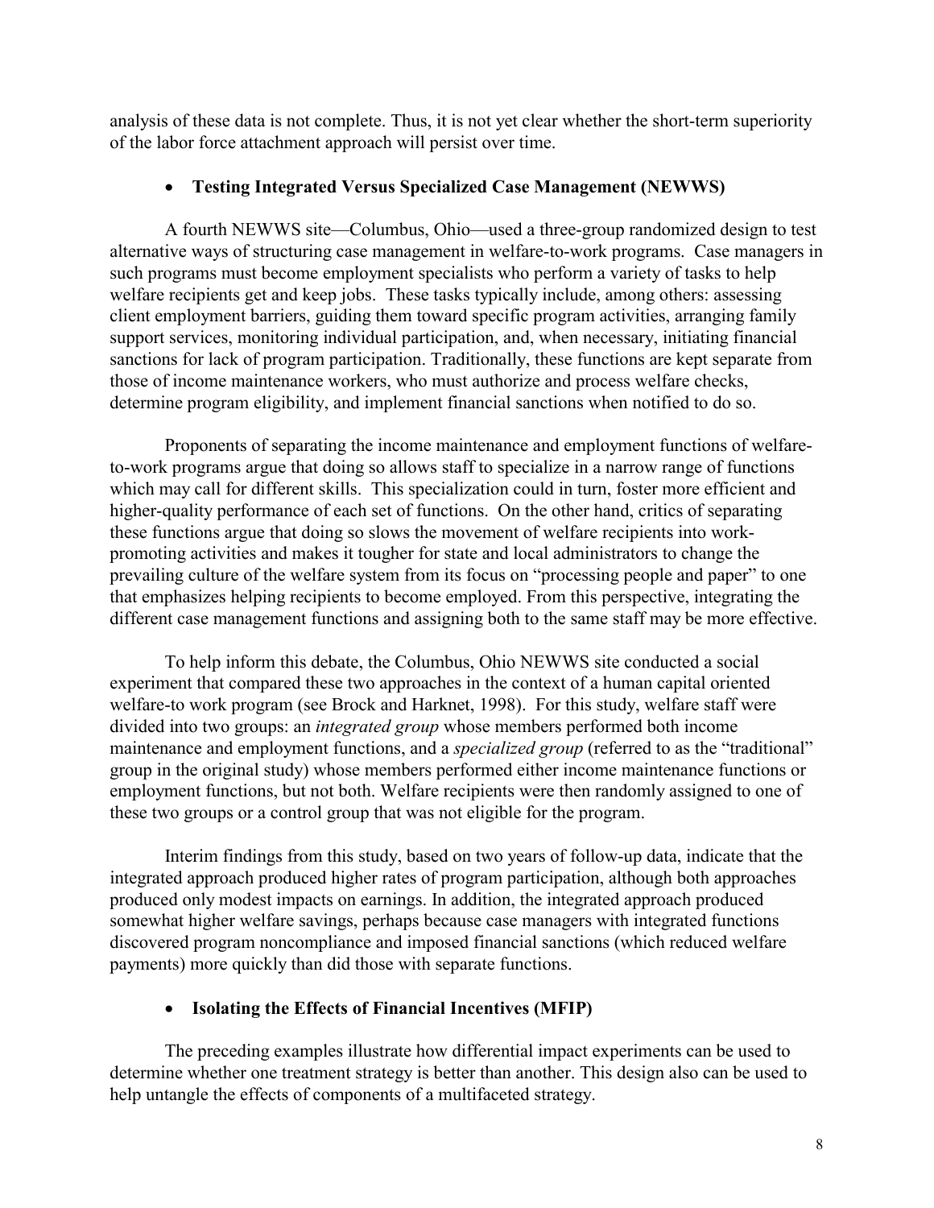analysis of these data is not complete. Thus, it is not yet clear whether the short-term superiority of the labor force attachment approach will persist over time.

- **Testing Integrated Versus Specialized Case Management (NEWWS)**

A fourth NEWWS site—Columbus, Ohio—used a three-group randomized design to test alternative ways of structuring case management in welfare-to-work programs. Case managers in such programs must become employment specialists who perform a variety of tasks to help welfare recipients get and keep jobs. These tasks typically include, among others: assessing client employment barriers, guiding them toward specific program activities, arranging family support services, monitoring individual participation, and, when necessary, initiating financial sanctions for lack of program participation. Traditionally, these functions are kept separate from those of income maintenance workers, who must authorize and process welfare checks, determine program eligibility, and implement financial sanctions when notified to do so.

Proponents of separating the income maintenance and employment functions of welfare-to-work programs argue that doing so allows staff to specialize in a narrow range of functions which may call for different skills. This specialization could in turn, foster more efficient and higher-quality performance of each set of functions. On the other hand, critics of separating these functions argue that doing so slows the movement of welfare recipients into work-promoting activities and makes it tougher for state and local administrators to change the prevailing culture of the welfare system from its focus on "processing people and paper" to one that emphasizes helping recipients to become employed. From this perspective, integrating the different case management functions and assigning both to the same staff may be more effective.

To help inform this debate, the Columbus, Ohio NEWWS site conducted a social experiment that compared these two approaches in the context of a human capital oriented welfare-to work program (see Brock and Harknet, 1998). For this study, welfare staff were divided into two groups: an *integrated group* whose members performed both income maintenance and employment functions, and a *specialized group* (referred to as the "traditional" group in the original study) whose members performed either income maintenance functions or employment functions, but not both. Welfare recipients were then randomly assigned to one of these two groups or a control group that was not eligible for the program.

Interim findings from this study, based on two years of follow-up data, indicate that the integrated approach produced higher rates of program participation, although both approaches produced only modest impacts on earnings. In addition, the integrated approach produced somewhat higher welfare savings, perhaps because case managers with integrated functions discovered program noncompliance and imposed financial sanctions (which reduced welfare payments) more quickly than did those with separate functions.

- **Isolating the Effects of Financial Incentives (MFIP)**

The preceding examples illustrate how differential impact experiments can be used to determine whether one treatment strategy is better than another. This design also can be used to help untangle the effects of components of a multifaceted strategy.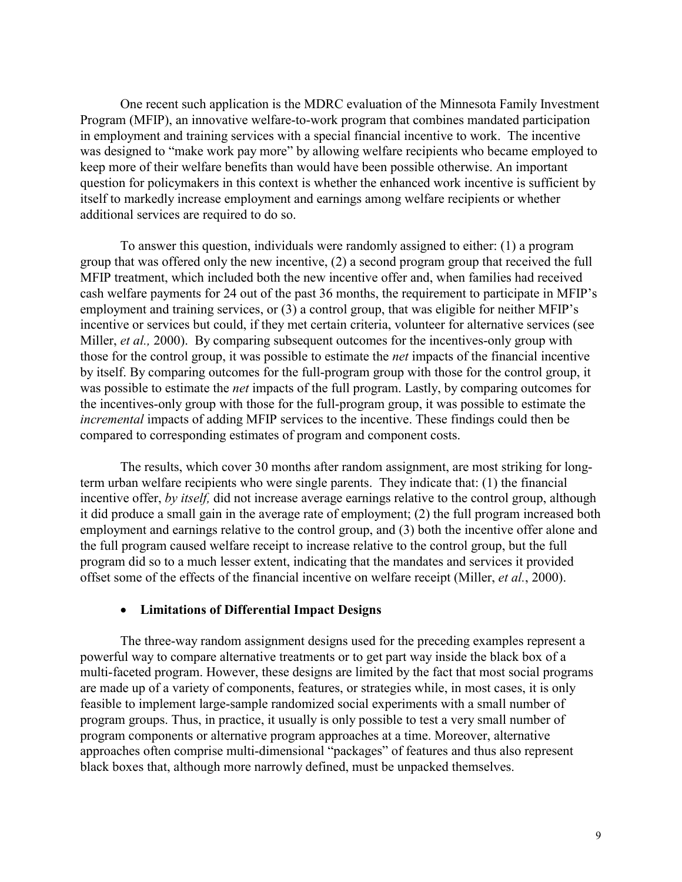One recent such application is the MDRC evaluation of the Minnesota Family Investment Program (MFIP), an innovative welfare-to-work program that combines mandated participation in employment and training services with a special financial incentive to work. The incentive was designed to "make work pay more" by allowing welfare recipients who became employed to keep more of their welfare benefits than would have been possible otherwise. An important question for policymakers in this context is whether the enhanced work incentive is sufficient by itself to markedly increase employment and earnings among welfare recipients or whether additional services are required to do so.

To answer this question, individuals were randomly assigned to either: (1) a program group that was offered only the new incentive, (2) a second program group that received the full MFIP treatment, which included both the new incentive offer and, when families had received cash welfare payments for 24 out of the past 36 months, the requirement to participate in MFIP's employment and training services, or (3) a control group, that was eligible for neither MFIP's incentive or services but could, if they met certain criteria, volunteer for alternative services (see Miller, *et al.,* 2000). By comparing subsequent outcomes for the incentives-only group with those for the control group, it was possible to estimate the *net* impacts of the financial incentive by itself. By comparing outcomes for the full-program group with those for the control group, it was possible to estimate the *net* impacts of the full program. Lastly, by comparing outcomes for the incentives-only group with those for the full-program group, it was possible to estimate the *incremental* impacts of adding MFIP services to the incentive. These findings could then be compared to corresponding estimates of program and component costs.

The results, which cover 30 months after random assignment, are most striking for long-term urban welfare recipients who were single parents. They indicate that: (1) the financial incentive offer, *by itself,* did not increase average earnings relative to the control group, although it did produce a small gain in the average rate of employment; (2) the full program increased both employment and earnings relative to the control group, and (3) both the incentive offer alone and the full program caused welfare receipt to increase relative to the control group, but the full program did so to a much lesser extent, indicating that the mandates and services it provided offset some of the effects of the financial incentive on welfare receipt (Miller, *et al.*, 2000).

- **Limitations of Differential Impact Designs**

The three-way random assignment designs used for the preceding examples represent a powerful way to compare alternative treatments or to get part way inside the black box of a multi-faceted program. However, these designs are limited by the fact that most social programs are made up of a variety of components, features, or strategies while, in most cases, it is only feasible to implement large-sample randomized social experiments with a small number of program groups. Thus, in practice, it usually is only possible to test a very small number of program components or alternative program approaches at a time. Moreover, alternative approaches often comprise multi-dimensional "packages" of features and thus also represent black boxes that, although more narrowly defined, must be unpacked themselves.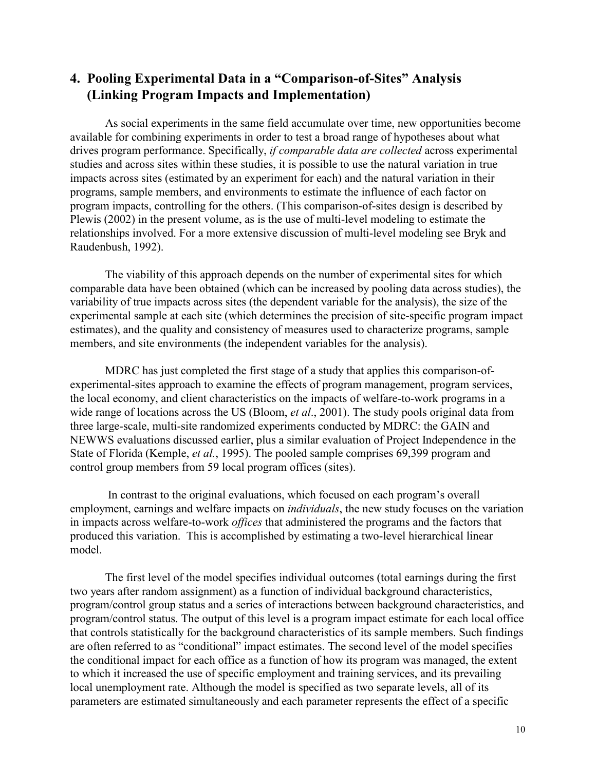## 4. Pooling Experimental Data in a "Comparison-of-Sites" Analysis (Linking Program Impacts and Implementation)

As social experiments in the same field accumulate over time, new opportunities become available for combining experiments in order to test a broad range of hypotheses about what drives program performance. Specifically, *if comparable data are collected* across experimental studies and across sites within these studies, it is possible to use the natural variation in true impacts across sites (estimated by an experiment for each) and the natural variation in their programs, sample members, and environments to estimate the influence of each factor on program impacts, controlling for the others. (This comparison-of-sites design is described by Plewis (2002) in the present volume, as is the use of multi-level modeling to estimate the relationships involved. For a more extensive discussion of multi-level modeling see Bryk and Raudenbush, 1992).

The viability of this approach depends on the number of experimental sites for which comparable data have been obtained (which can be increased by pooling data across studies), the variability of true impacts across sites (the dependent variable for the analysis), the size of the experimental sample at each site (which determines the precision of site-specific program impact estimates), and the quality and consistency of measures used to characterize programs, sample members, and site environments (the independent variables for the analysis).

MDRC has just completed the first stage of a study that applies this comparison-of-experimental-sites approach to examine the effects of program management, program services, the local economy, and client characteristics on the impacts of welfare-to-work programs in a wide range of locations across the US (Bloom, *et al*., 2001). The study pools original data from three large-scale, multi-site randomized experiments conducted by MDRC: the GAIN and NEWWS evaluations discussed earlier, plus a similar evaluation of Project Independence in the State of Florida (Kemple, *et al.*, 1995). The pooled sample comprises 69,399 program and control group members from 59 local program offices (sites).

In contrast to the original evaluations, which focused on each program's overall employment, earnings and welfare impacts on *individuals*, the new study focuses on the variation in impacts across welfare-to-work *offices* that administered the programs and the factors that produced this variation. This is accomplished by estimating a two-level hierarchical linear model.

The first level of the model specifies individual outcomes (total earnings during the first two years after random assignment) as a function of individual background characteristics, program/control group status and a series of interactions between background characteristics, and program/control status. The output of this level is a program impact estimate for each local office that controls statistically for the background characteristics of its sample members. Such findings are often referred to as "conditional" impact estimates. The second level of the model specifies the conditional impact for each office as a function of how its program was managed, the extent to which it increased the use of specific employment and training services, and its prevailing local unemployment rate. Although the model is specified as two separate levels, all of its parameters are estimated simultaneously and each parameter represents the effect of a specific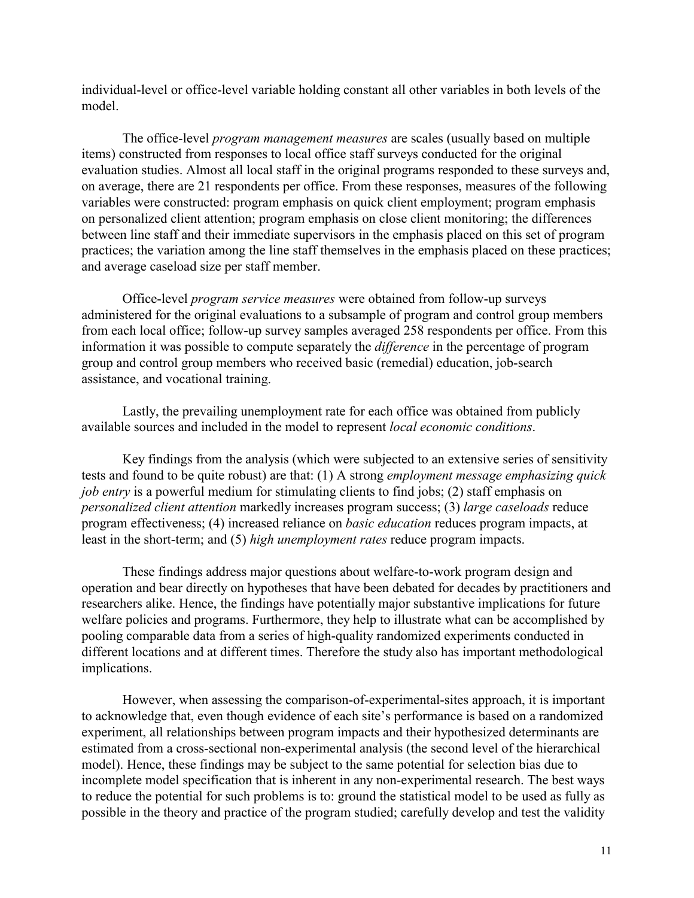individual-level or office-level variable holding constant all other variables in both levels of the model.

The office-level *program management measures* are scales (usually based on multiple items) constructed from responses to local office staff surveys conducted for the original evaluation studies. Almost all local staff in the original programs responded to these surveys and, on average, there are 21 respondents per office. From these responses, measures of the following variables were constructed: program emphasis on quick client employment; program emphasis on personalized client attention; program emphasis on close client monitoring; the differences between line staff and their immediate supervisors in the emphasis placed on this set of program practices; the variation among the line staff themselves in the emphasis placed on these practices; and average caseload size per staff member.

Office-level *program service measures* were obtained from follow-up surveys administered for the original evaluations to a subsample of program and control group members from each local office; follow-up survey samples averaged 258 respondents per office. From this information it was possible to compute separately the *difference* in the percentage of program group and control group members who received basic (remedial) education, job-search assistance, and vocational training.

Lastly, the prevailing unemployment rate for each office was obtained from publicly available sources and included in the model to represent *local economic conditions*.

Key findings from the analysis (which were subjected to an extensive series of sensitivity tests and found to be quite robust) are that: (1) A strong *employment message emphasizing quick job entry* is a powerful medium for stimulating clients to find jobs; (2) staff emphasis on *personalized client attention* markedly increases program success; (3) *large caseloads* reduce program effectiveness; (4) increased reliance on *basic education* reduces program impacts, at least in the short-term; and (5) *high unemployment rates* reduce program impacts.

These findings address major questions about welfare-to-work program design and operation and bear directly on hypotheses that have been debated for decades by practitioners and researchers alike. Hence, the findings have potentially major substantive implications for future welfare policies and programs. Furthermore, they help to illustrate what can be accomplished by pooling comparable data from a series of high-quality randomized experiments conducted in different locations and at different times. Therefore the study also has important methodological implications.

However, when assessing the comparison-of-experimental-sites approach, it is important to acknowledge that, even though evidence of each site's performance is based on a randomized experiment, all relationships between program impacts and their hypothesized determinants are estimated from a cross-sectional non-experimental analysis (the second level of the hierarchical model). Hence, these findings may be subject to the same potential for selection bias due to incomplete model specification that is inherent in any non-experimental research. The best ways to reduce the potential for such problems is to: ground the statistical model to be used as fully as possible in the theory and practice of the program studied; carefully develop and test the validity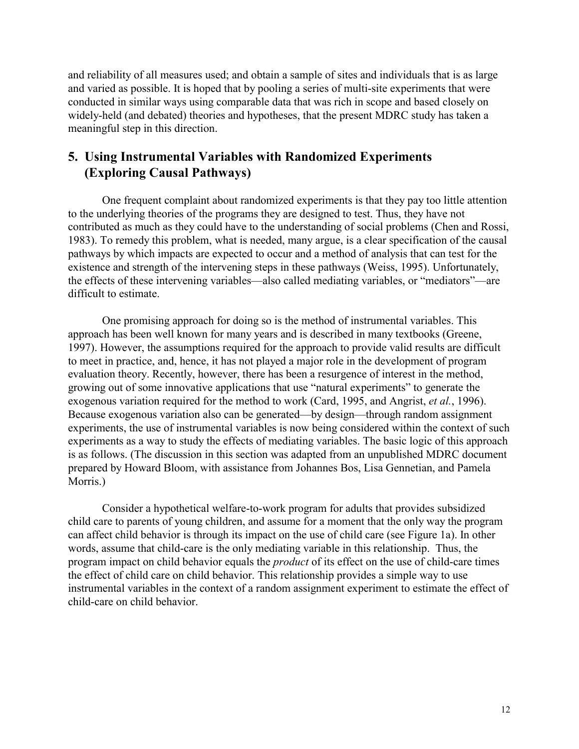and reliability of all measures used; and obtain a sample of sites and individuals that is as large and varied as possible. It is hoped that by pooling a series of multi-site experiments that were conducted in similar ways using comparable data that was rich in scope and based closely on widely-held (and debated) theories and hypotheses, that the present MDRC study has taken a meaningful step in this direction.

## 5. Using Instrumental Variables with Randomized Experiments (Exploring Causal Pathways)

One frequent complaint about randomized experiments is that they pay too little attention to the underlying theories of the programs they are designed to test. Thus, they have not contributed as much as they could have to the understanding of social problems (Chen and Rossi, 1983). To remedy this problem, what is needed, many argue, is a clear specification of the causal pathways by which impacts are expected to occur and a method of analysis that can test for the existence and strength of the intervening steps in these pathways (Weiss, 1995). Unfortunately, the effects of these intervening variables—also called mediating variables, or "mediators"—are difficult to estimate.

One promising approach for doing so is the method of instrumental variables. This approach has been well known for many years and is described in many textbooks (Greene, 1997). However, the assumptions required for the approach to provide valid results are difficult to meet in practice, and, hence, it has not played a major role in the development of program evaluation theory. Recently, however, there has been a resurgence of interest in the method, growing out of some innovative applications that use "natural experiments" to generate the exogenous variation required for the method to work (Card, 1995, and Angrist, *et al.*, 1996). Because exogenous variation also can be generated—by design—through random assignment experiments, the use of instrumental variables is now being considered within the context of such experiments as a way to study the effects of mediating variables. The basic logic of this approach is as follows. (The discussion in this section was adapted from an unpublished MDRC document prepared by Howard Bloom, with assistance from Johannes Bos, Lisa Gennetian, and Pamela Morris.)

Consider a hypothetical welfare-to-work program for adults that provides subsidized child care to parents of young children, and assume for a moment that the only way the program can affect child behavior is through its impact on the use of child care (see Figure 1a). In other words, assume that child-care is the only mediating variable in this relationship. Thus, the program impact on child behavior equals the *product* of its effect on the use of child-care times the effect of child care on child behavior. This relationship provides a simple way to use instrumental variables in the context of a random assignment experiment to estimate the effect of child-care on child behavior.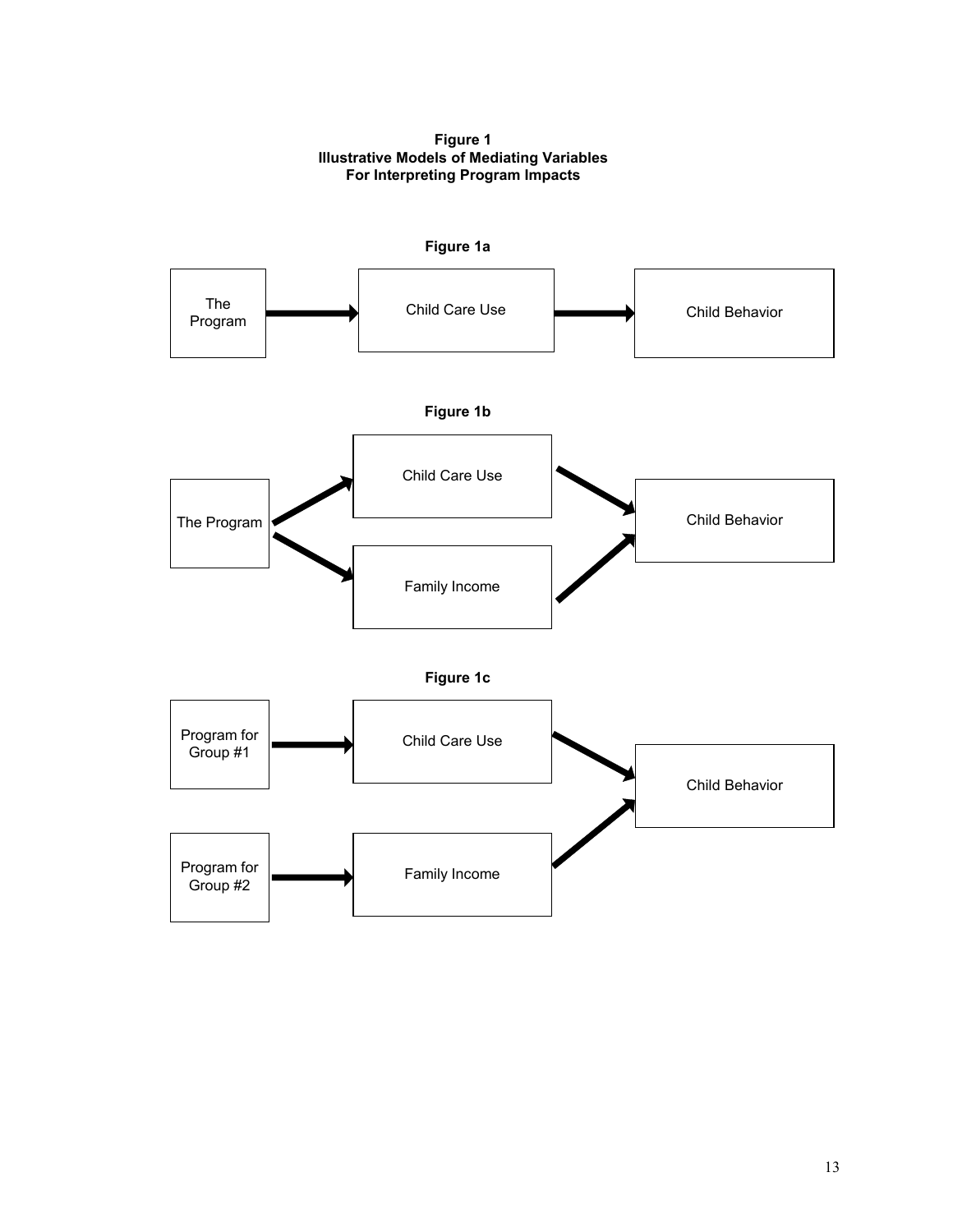**Figure 1**
**Illustrative Models of Mediating Variables**
**For Interpreting Program Impacts**

**Figure 1a**

The Program → Child Care Use → Child Behavior

**Figure 1b**

The Program → Child Care Use → Child Behavior

The Program → Family Income → Child Behavior

**Figure 1c**

Program for Group #1 → Child Care Use → Child Behavior

Program for Group #2 → Family Income → Child Behavior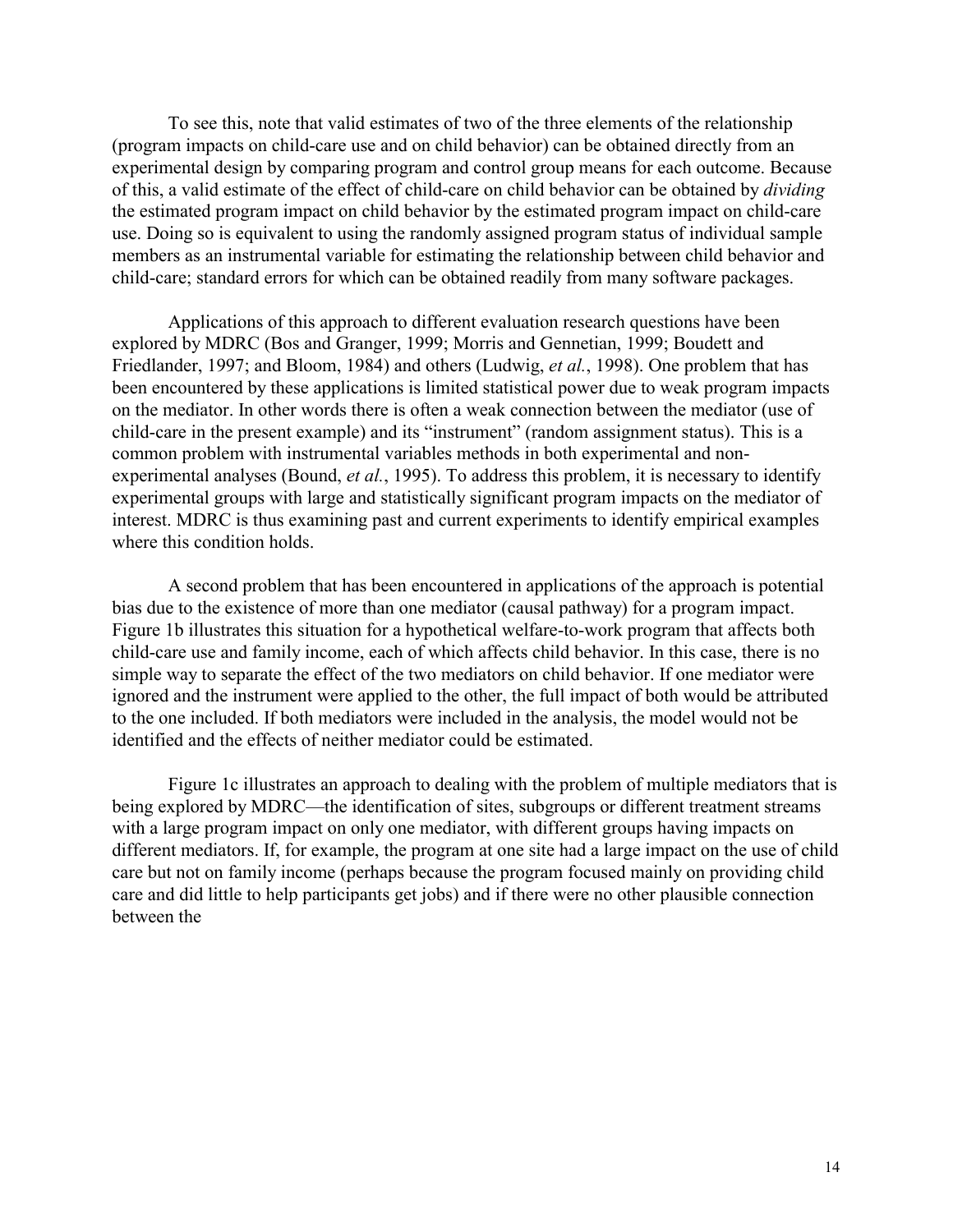To see this, note that valid estimates of two of the three elements of the relationship (program impacts on child-care use and on child behavior) can be obtained directly from an experimental design by comparing program and control group means for each outcome. Because of this, a valid estimate of the effect of child-care on child behavior can be obtained by *dividing* the estimated program impact on child behavior by the estimated program impact on child-care use. Doing so is equivalent to using the randomly assigned program status of individual sample members as an instrumental variable for estimating the relationship between child behavior and child-care; standard errors for which can be obtained readily from many software packages.

Applications of this approach to different evaluation research questions have been explored by MDRC (Bos and Granger, 1999; Morris and Gennetian, 1999; Boudett and Friedlander, 1997; and Bloom, 1984) and others (Ludwig, *et al.*, 1998). One problem that has been encountered by these applications is limited statistical power due to weak program impacts on the mediator. In other words there is often a weak connection between the mediator (use of child-care in the present example) and its "instrument" (random assignment status). This is a common problem with instrumental variables methods in both experimental and non-experimental analyses (Bound, *et al.*, 1995). To address this problem, it is necessary to identify experimental groups with large and statistically significant program impacts on the mediator of interest. MDRC is thus examining past and current experiments to identify empirical examples where this condition holds.

A second problem that has been encountered in applications of the approach is potential bias due to the existence of more than one mediator (causal pathway) for a program impact. Figure 1b illustrates this situation for a hypothetical welfare-to-work program that affects both child-care use and family income, each of which affects child behavior. In this case, there is no simple way to separate the effect of the two mediators on child behavior. If one mediator were ignored and the instrument were applied to the other, the full impact of both would be attributed to the one included. If both mediators were included in the analysis, the model would not be identified and the effects of neither mediator could be estimated.

Figure 1c illustrates an approach to dealing with the problem of multiple mediators that is being explored by MDRC—the identification of sites, subgroups or different treatment streams with a large program impact on only one mediator, with different groups having impacts on different mediators. If, for example, the program at one site had a large impact on the use of child care but not on family income (perhaps because the program focused mainly on providing child care and did little to help participants get jobs) and if there were no other plausible connection between the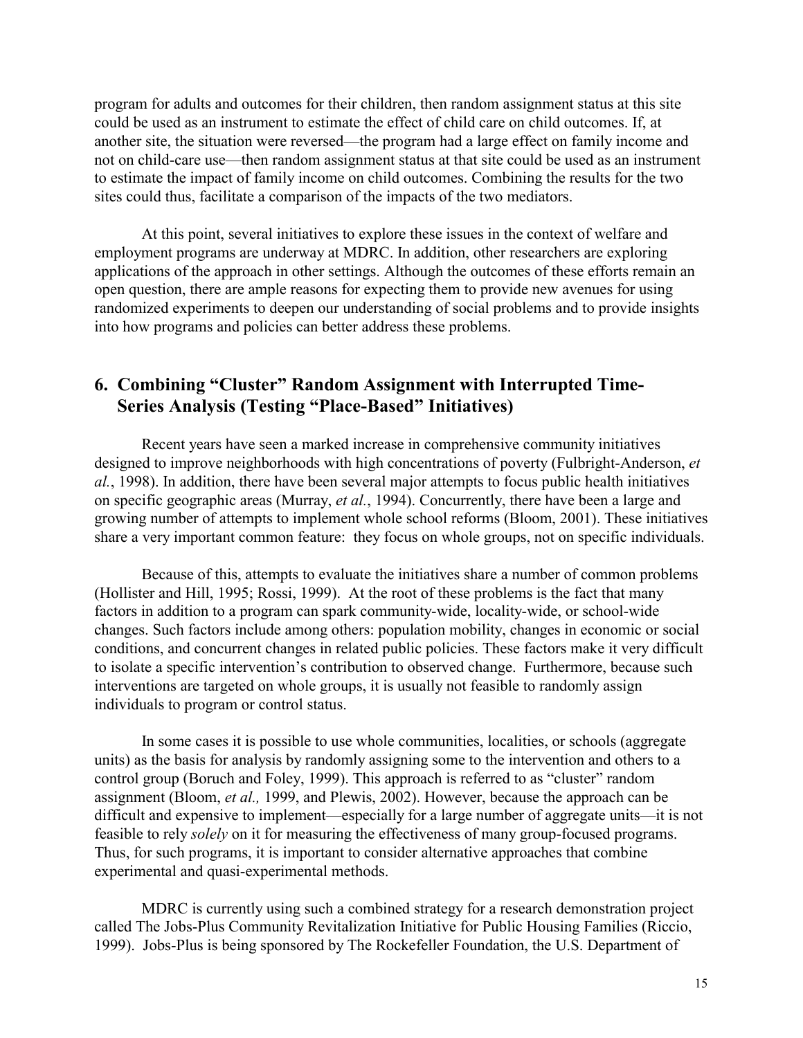program for adults and outcomes for their children, then random assignment status at this site could be used as an instrument to estimate the effect of child care on child outcomes. If, at another site, the situation were reversed—the program had a large effect on family income and not on child-care use—then random assignment status at that site could be used as an instrument to estimate the impact of family income on child outcomes. Combining the results for the two sites could thus, facilitate a comparison of the impacts of the two mediators.

At this point, several initiatives to explore these issues in the context of welfare and employment programs are underway at MDRC. In addition, other researchers are exploring applications of the approach in other settings. Although the outcomes of these efforts remain an open question, there are ample reasons for expecting them to provide new avenues for using randomized experiments to deepen our understanding of social problems and to provide insights into how programs and policies can better address these problems.

## 6. Combining "Cluster" Random Assignment with Interrupted Time-Series Analysis (Testing "Place-Based" Initiatives)

Recent years have seen a marked increase in comprehensive community initiatives designed to improve neighborhoods with high concentrations of poverty (Fulbright-Anderson, *et al.*, 1998). In addition, there have been several major attempts to focus public health initiatives on specific geographic areas (Murray, *et al.*, 1994). Concurrently, there have been a large and growing number of attempts to implement whole school reforms (Bloom, 2001). These initiatives share a very important common feature: they focus on whole groups, not on specific individuals.

Because of this, attempts to evaluate the initiatives share a number of common problems (Hollister and Hill, 1995; Rossi, 1999). At the root of these problems is the fact that many factors in addition to a program can spark community-wide, locality-wide, or school-wide changes. Such factors include among others: population mobility, changes in economic or social conditions, and concurrent changes in related public policies. These factors make it very difficult to isolate a specific intervention's contribution to observed change. Furthermore, because such interventions are targeted on whole groups, it is usually not feasible to randomly assign individuals to program or control status.

In some cases it is possible to use whole communities, localities, or schools (aggregate units) as the basis for analysis by randomly assigning some to the intervention and others to a control group (Boruch and Foley, 1999). This approach is referred to as "cluster" random assignment (Bloom, *et al.,* 1999, and Plewis, 2002). However, because the approach can be difficult and expensive to implement—especially for a large number of aggregate units—it is not feasible to rely *solely* on it for measuring the effectiveness of many group-focused programs. Thus, for such programs, it is important to consider alternative approaches that combine experimental and quasi-experimental methods.

MDRC is currently using such a combined strategy for a research demonstration project called The Jobs-Plus Community Revitalization Initiative for Public Housing Families (Riccio, 1999). Jobs-Plus is being sponsored by The Rockefeller Foundation, the U.S. Department of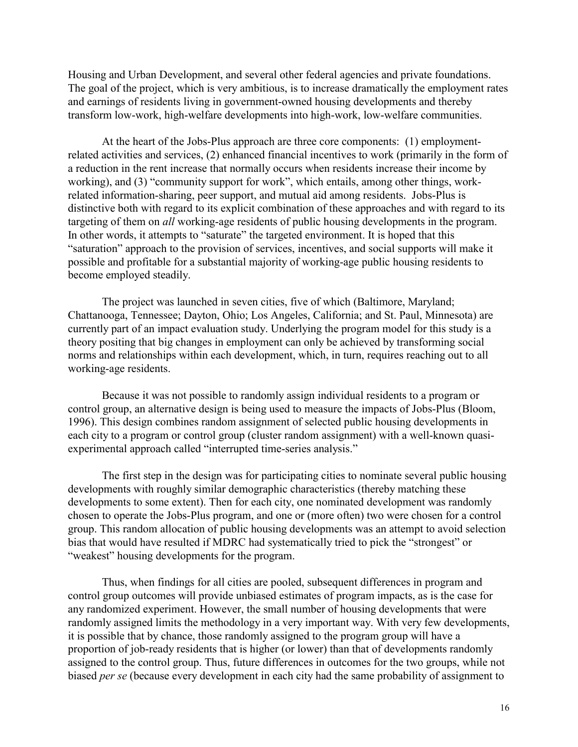Housing and Urban Development, and several other federal agencies and private foundations. The goal of the project, which is very ambitious, is to increase dramatically the employment rates and earnings of residents living in government-owned housing developments and thereby transform low-work, high-welfare developments into high-work, low-welfare communities.

At the heart of the Jobs-Plus approach are three core components: (1) employment-related activities and services, (2) enhanced financial incentives to work (primarily in the form of a reduction in the rent increase that normally occurs when residents increase their income by working), and (3) "community support for work", which entails, among other things, work-related information-sharing, peer support, and mutual aid among residents. Jobs-Plus is distinctive both with regard to its explicit combination of these approaches and with regard to its targeting of them on *all* working-age residents of public housing developments in the program. In other words, it attempts to "saturate" the targeted environment. It is hoped that this "saturation" approach to the provision of services, incentives, and social supports will make it possible and profitable for a substantial majority of working-age public housing residents to become employed steadily.

The project was launched in seven cities, five of which (Baltimore, Maryland; Chattanooga, Tennessee; Dayton, Ohio; Los Angeles, California; and St. Paul, Minnesota) are currently part of an impact evaluation study. Underlying the program model for this study is a theory positing that big changes in employment can only be achieved by transforming social norms and relationships within each development, which, in turn, requires reaching out to all working-age residents.

Because it was not possible to randomly assign individual residents to a program or control group, an alternative design is being used to measure the impacts of Jobs-Plus (Bloom, 1996). This design combines random assignment of selected public housing developments in each city to a program or control group (cluster random assignment) with a well-known quasi-experimental approach called "interrupted time-series analysis."

The first step in the design was for participating cities to nominate several public housing developments with roughly similar demographic characteristics (thereby matching these developments to some extent). Then for each city, one nominated development was randomly chosen to operate the Jobs-Plus program, and one or (more often) two were chosen for a control group. This random allocation of public housing developments was an attempt to avoid selection bias that would have resulted if MDRC had systematically tried to pick the "strongest" or "weakest" housing developments for the program.

Thus, when findings for all cities are pooled, subsequent differences in program and control group outcomes will provide unbiased estimates of program impacts, as is the case for any randomized experiment. However, the small number of housing developments that were randomly assigned limits the methodology in a very important way. With very few developments, it is possible that by chance, those randomly assigned to the program group will have a proportion of job-ready residents that is higher (or lower) than that of developments randomly assigned to the control group. Thus, future differences in outcomes for the two groups, while not biased *per se* (because every development in each city had the same probability of assignment to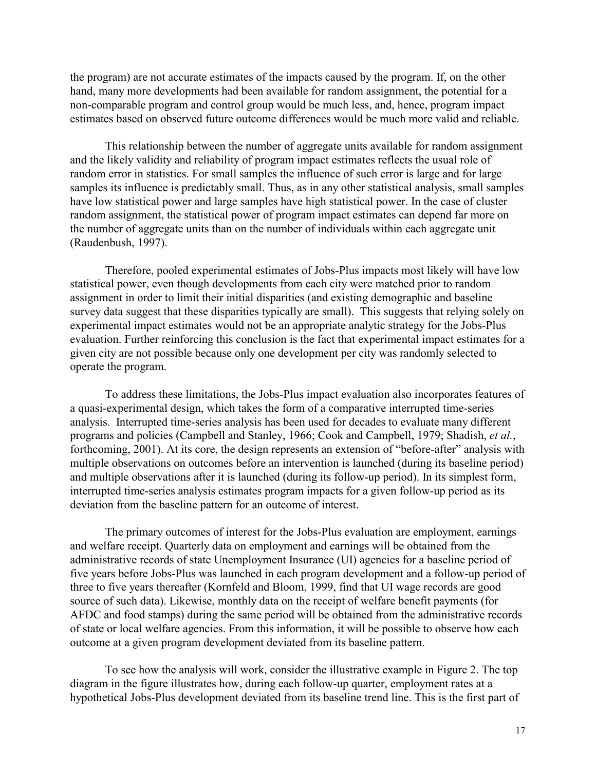the program) are not accurate estimates of the impacts caused by the program. If, on the other hand, many more developments had been available for random assignment, the potential for a non-comparable program and control group would be much less, and, hence, program impact estimates based on observed future outcome differences would be much more valid and reliable.

This relationship between the number of aggregate units available for random assignment and the likely validity and reliability of program impact estimates reflects the usual role of random error in statistics. For small samples the influence of such error is large and for large samples its influence is predictably small. Thus, as in any other statistical analysis, small samples have low statistical power and large samples have high statistical power. In the case of cluster random assignment, the statistical power of program impact estimates can depend far more on the number of aggregate units than on the number of individuals within each aggregate unit (Raudenbush, 1997).

Therefore, pooled experimental estimates of Jobs-Plus impacts most likely will have low statistical power, even though developments from each city were matched prior to random assignment in order to limit their initial disparities (and existing demographic and baseline survey data suggest that these disparities typically are small). This suggests that relying solely on experimental impact estimates would not be an appropriate analytic strategy for the Jobs-Plus evaluation. Further reinforcing this conclusion is the fact that experimental impact estimates for a given city are not possible because only one development per city was randomly selected to operate the program.

To address these limitations, the Jobs-Plus impact evaluation also incorporates features of a quasi-experimental design, which takes the form of a comparative interrupted time-series analysis. Interrupted time-series analysis has been used for decades to evaluate many different programs and policies (Campbell and Stanley, 1966; Cook and Campbell, 1979; Shadish, *et al.*, forthcoming, 2001). At its core, the design represents an extension of "before-after" analysis with multiple observations on outcomes before an intervention is launched (during its baseline period) and multiple observations after it is launched (during its follow-up period). In its simplest form, interrupted time-series analysis estimates program impacts for a given follow-up period as its deviation from the baseline pattern for an outcome of interest.

The primary outcomes of interest for the Jobs-Plus evaluation are employment, earnings and welfare receipt. Quarterly data on employment and earnings will be obtained from the administrative records of state Unemployment Insurance (UI) agencies for a baseline period of five years before Jobs-Plus was launched in each program development and a follow-up period of three to five years thereafter (Kornfeld and Bloom, 1999, find that UI wage records are good source of such data). Likewise, monthly data on the receipt of welfare benefit payments (for AFDC and food stamps) during the same period will be obtained from the administrative records of state or local welfare agencies. From this information, it will be possible to observe how each outcome at a given program development deviated from its baseline pattern.

To see how the analysis will work, consider the illustrative example in Figure 2. The top diagram in the figure illustrates how, during each follow-up quarter, employment rates at a hypothetical Jobs-Plus development deviated from its baseline trend line. This is the first part of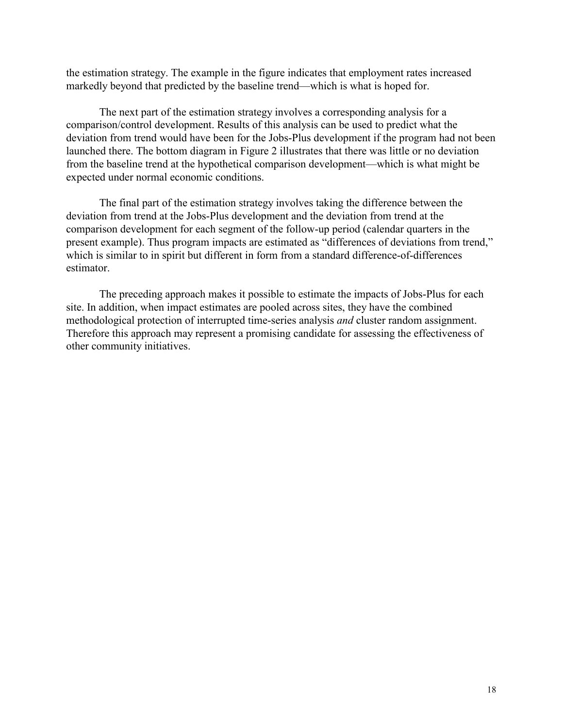the estimation strategy. The example in the figure indicates that employment rates increased markedly beyond that predicted by the baseline trend—which is what is hoped for.

The next part of the estimation strategy involves a corresponding analysis for a comparison/control development. Results of this analysis can be used to predict what the deviation from trend would have been for the Jobs-Plus development if the program had not been launched there. The bottom diagram in Figure 2 illustrates that there was little or no deviation from the baseline trend at the hypothetical comparison development—which is what might be expected under normal economic conditions.

The final part of the estimation strategy involves taking the difference between the deviation from trend at the Jobs-Plus development and the deviation from trend at the comparison development for each segment of the follow-up period (calendar quarters in the present example). Thus program impacts are estimated as "differences of deviations from trend," which is similar to in spirit but different in form from a standard difference-of-differences estimator.

The preceding approach makes it possible to estimate the impacts of Jobs-Plus for each site. In addition, when impact estimates are pooled across sites, they have the combined methodological protection of interrupted time-series analysis *and* cluster random assignment. Therefore this approach may represent a promising candidate for assessing the effectiveness of other community initiatives.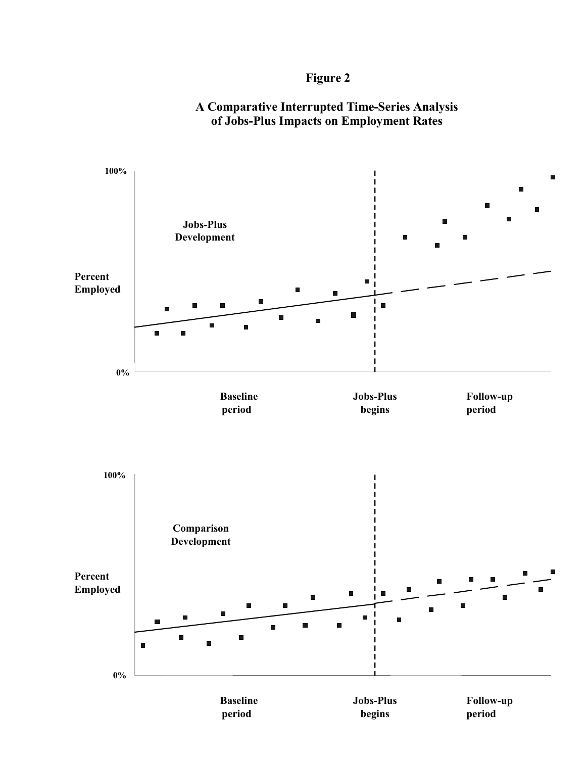**Figure 2**

**A Comparative Interrupted Time-Series Analysis of Jobs-Plus Impacts on Employment Rates**

100%

**Jobs-Plus Development**

**Percent Employed**

0%

**Baseline period** | **Jobs-Plus begins** | **Follow-up period**

100%

**Comparison Development**

**Percent Employed**

0%

**Baseline period** | **Jobs-Plus begins** | **Follow-up period**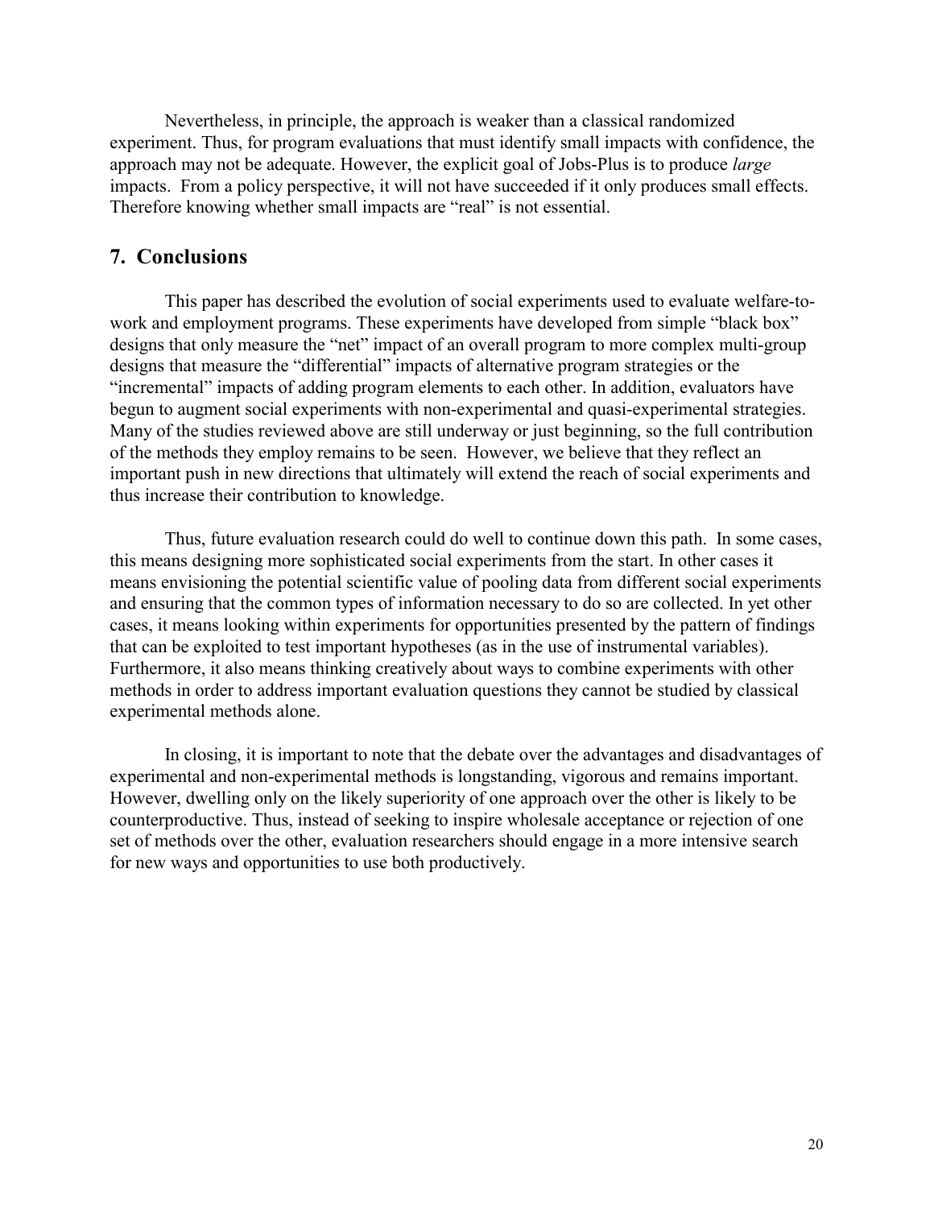Nevertheless, in principle, the approach is weaker than a classical randomized experiment. Thus, for program evaluations that must identify small impacts with confidence, the approach may not be adequate. However, the explicit goal of Jobs-Plus is to produce *large* impacts. From a policy perspective, it will not have succeeded if it only produces small effects. Therefore knowing whether small impacts are "real" is not essential.

## 7. Conclusions

This paper has described the evolution of social experiments used to evaluate welfare-to-work and employment programs. These experiments have developed from simple "black box" designs that only measure the "net" impact of an overall program to more complex multi-group designs that measure the "differential" impacts of alternative program strategies or the "incremental" impacts of adding program elements to each other. In addition, evaluators have begun to augment social experiments with non-experimental and quasi-experimental strategies. Many of the studies reviewed above are still underway or just beginning, so the full contribution of the methods they employ remains to be seen. However, we believe that they reflect an important push in new directions that ultimately will extend the reach of social experiments and thus increase their contribution to knowledge.

Thus, future evaluation research could do well to continue down this path. In some cases, this means designing more sophisticated social experiments from the start. In other cases it means envisioning the potential scientific value of pooling data from different social experiments and ensuring that the common types of information necessary to do so are collected. In yet other cases, it means looking within experiments for opportunities presented by the pattern of findings that can be exploited to test important hypotheses (as in the use of instrumental variables). Furthermore, it also means thinking creatively about ways to combine experiments with other methods in order to address important evaluation questions they cannot be studied by classical experimental methods alone.

In closing, it is important to note that the debate over the advantages and disadvantages of experimental and non-experimental methods is longstanding, vigorous and remains important. However, dwelling only on the likely superiority of one approach over the other is likely to be counterproductive. Thus, instead of seeking to inspire wholesale acceptance or rejection of one set of methods over the other, evaluation researchers should engage in a more intensive search for new ways and opportunities to use both productively.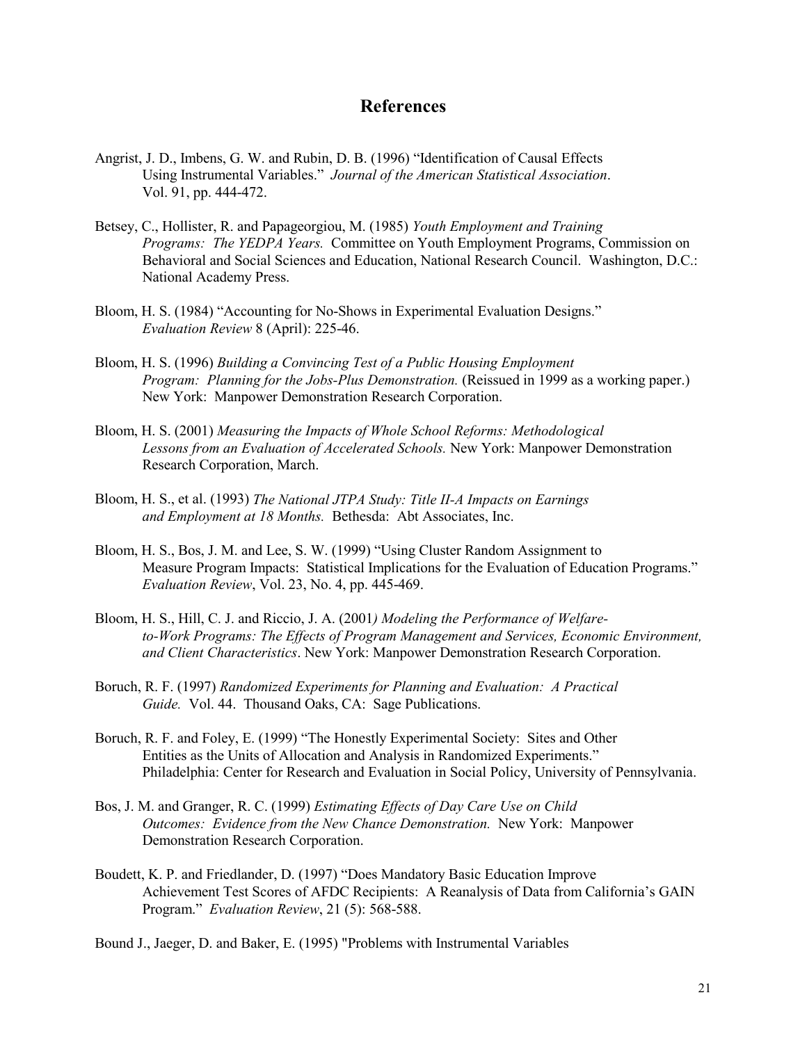# References

Angrist, J. D., Imbens, G. W. and Rubin, D. B. (1996) "Identification of Causal Effects Using Instrumental Variables." *Journal of the American Statistical Association*. Vol. 91, pp. 444-472.

Betsey, C., Hollister, R. and Papageorgiou, M. (1985) *Youth Employment and Training Programs: The YEDPA Years.* Committee on Youth Employment Programs, Commission on Behavioral and Social Sciences and Education, National Research Council. Washington, D.C.: National Academy Press.

Bloom, H. S. (1984) "Accounting for No-Shows in Experimental Evaluation Designs." *Evaluation Review* 8 (April): 225-46.

Bloom, H. S. (1996) *Building a Convincing Test of a Public Housing Employment Program: Planning for the Jobs-Plus Demonstration.* (Reissued in 1999 as a working paper.) New York: Manpower Demonstration Research Corporation.

Bloom, H. S. (2001) *Measuring the Impacts of Whole School Reforms: Methodological Lessons from an Evaluation of Accelerated Schools.* New York: Manpower Demonstration Research Corporation, March.

Bloom, H. S., et al. (1993) *The National JTPA Study: Title II-A Impacts on Earnings and Employment at 18 Months.* Bethesda: Abt Associates, Inc.

Bloom, H. S., Bos, J. M. and Lee, S. W. (1999) "Using Cluster Random Assignment to Measure Program Impacts: Statistical Implications for the Evaluation of Education Programs." *Evaluation Review*, Vol. 23, No. 4, pp. 445-469.

Bloom, H. S., Hill, C. J. and Riccio, J. A. (2001*) Modeling the Performance of Welfare-to-Work Programs: The Effects of Program Management and Services, Economic Environment, and Client Characteristics*. New York: Manpower Demonstration Research Corporation.

Boruch, R. F. (1997) *Randomized Experiments for Planning and Evaluation: A Practical Guide.* Vol. 44. Thousand Oaks, CA: Sage Publications.

Boruch, R. F. and Foley, E. (1999) "The Honestly Experimental Society: Sites and Other Entities as the Units of Allocation and Analysis in Randomized Experiments." Philadelphia: Center for Research and Evaluation in Social Policy, University of Pennsylvania.

Bos, J. M. and Granger, R. C. (1999) *Estimating Effects of Day Care Use on Child Outcomes: Evidence from the New Chance Demonstration.* New York: Manpower Demonstration Research Corporation.

Boudett, K. P. and Friedlander, D. (1997) "Does Mandatory Basic Education Improve Achievement Test Scores of AFDC Recipients: A Reanalysis of Data from California's GAIN Program." *Evaluation Review*, 21 (5): 568-588.

Bound J., Jaeger, D. and Baker, E. (1995) "Problems with Instrumental Variables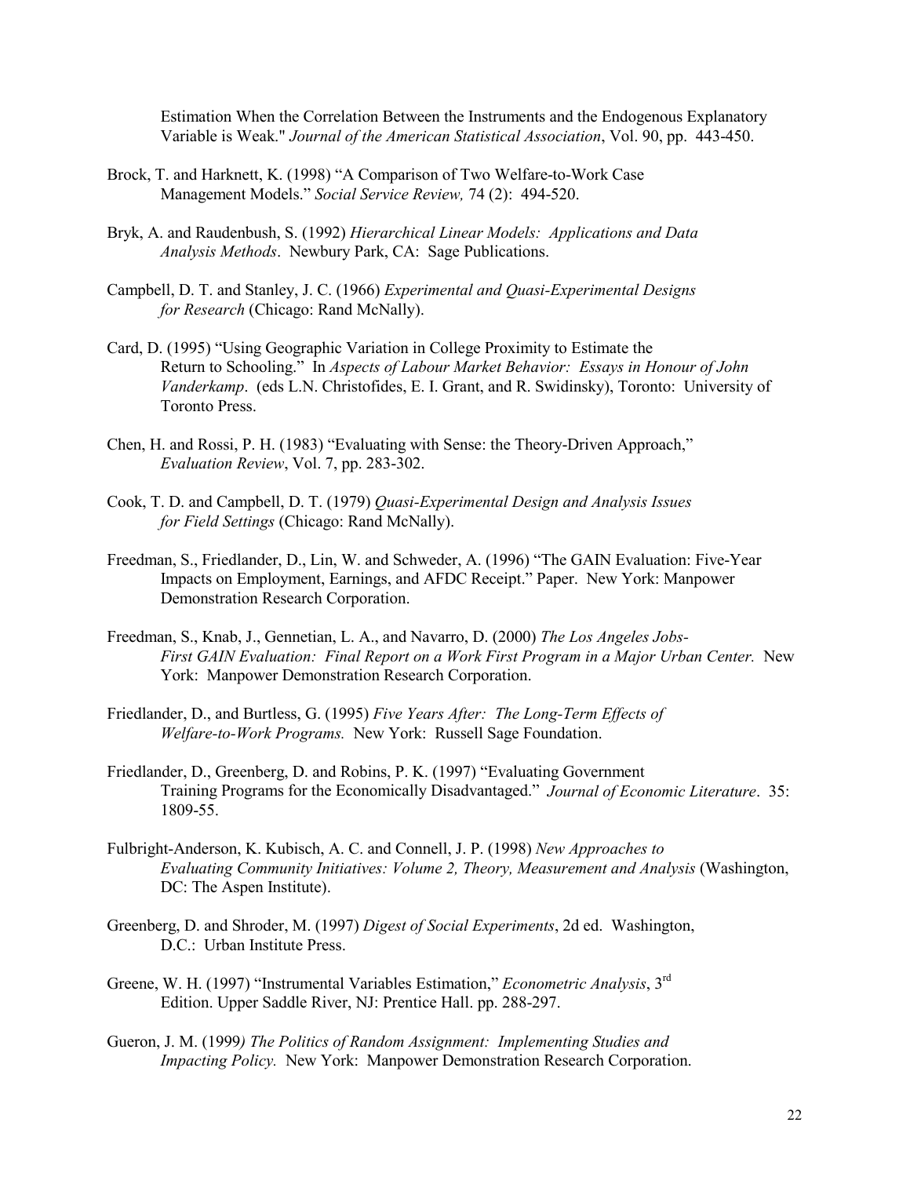Estimation When the Correlation Between the Instruments and the Endogenous Explanatory Variable is Weak." *Journal of the American Statistical Association*, Vol. 90, pp. 443-450.

Brock, T. and Harknett, K. (1998) "A Comparison of Two Welfare-to-Work Case Management Models." *Social Service Review,* 74 (2): 494-520.

Bryk, A. and Raudenbush, S. (1992) *Hierarchical Linear Models: Applications and Data Analysis Methods*. Newbury Park, CA: Sage Publications.

Campbell, D. T. and Stanley, J. C. (1966) *Experimental and Quasi-Experimental Designs for Research* (Chicago: Rand McNally).

Card, D. (1995) "Using Geographic Variation in College Proximity to Estimate the Return to Schooling." In *Aspects of Labour Market Behavior: Essays in Honour of John Vanderkamp*. (eds L.N. Christofides, E. I. Grant, and R. Swidinsky), Toronto: University of Toronto Press.

Chen, H. and Rossi, P. H. (1983) "Evaluating with Sense: the Theory-Driven Approach," *Evaluation Review*, Vol. 7, pp. 283-302.

Cook, T. D. and Campbell, D. T. (1979) *Quasi-Experimental Design and Analysis Issues for Field Settings* (Chicago: Rand McNally).

Freedman, S., Friedlander, D., Lin, W. and Schweder, A. (1996) "The GAIN Evaluation: Five-Year Impacts on Employment, Earnings, and AFDC Receipt." Paper. New York: Manpower Demonstration Research Corporation.

Freedman, S., Knab, J., Gennetian, L. A., and Navarro, D. (2000) *The Los Angeles Jobs-First GAIN Evaluation: Final Report on a Work First Program in a Major Urban Center.* New York: Manpower Demonstration Research Corporation.

Friedlander, D., and Burtless, G. (1995) *Five Years After: The Long-Term Effects of Welfare-to-Work Programs.* New York: Russell Sage Foundation.

Friedlander, D., Greenberg, D. and Robins, P. K. (1997) "Evaluating Government Training Programs for the Economically Disadvantaged." *Journal of Economic Literature*. 35: 1809-55.

Fulbright-Anderson, K. Kubisch, A. C. and Connell, J. P. (1998) *New Approaches to Evaluating Community Initiatives: Volume 2, Theory, Measurement and Analysis* (Washington, DC: The Aspen Institute).

Greenberg, D. and Shroder, M. (1997) *Digest of Social Experiments*, 2d ed. Washington, D.C.: Urban Institute Press.

Greene, W. H. (1997) "Instrumental Variables Estimation," *Econometric Analysis*, 3rd Edition. Upper Saddle River, NJ: Prentice Hall. pp. 288-297.

Gueron, J. M. (1999) *The Politics of Random Assignment: Implementing Studies and Impacting Policy.* New York: Manpower Demonstration Research Corporation.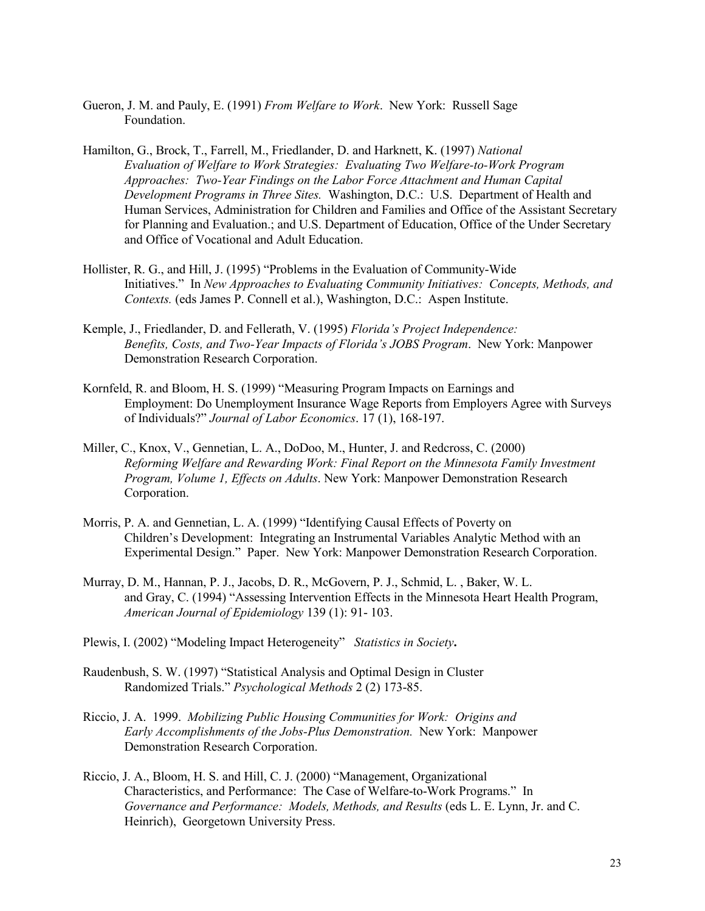Gueron, J. M. and Pauly, E. (1991) *From Welfare to Work*. New York: Russell Sage Foundation.

Hamilton, G., Brock, T., Farrell, M., Friedlander, D. and Harknett, K. (1997) *National Evaluation of Welfare to Work Strategies: Evaluating Two Welfare-to-Work Program Approaches: Two-Year Findings on the Labor Force Attachment and Human Capital Development Programs in Three Sites.* Washington, D.C.: U.S. Department of Health and Human Services, Administration for Children and Families and Office of the Assistant Secretary for Planning and Evaluation.; and U.S. Department of Education, Office of the Under Secretary and Office of Vocational and Adult Education.

Hollister, R. G., and Hill, J. (1995) "Problems in the Evaluation of Community-Wide Initiatives." In *New Approaches to Evaluating Community Initiatives: Concepts, Methods, and Contexts.* (eds James P. Connell et al.), Washington, D.C.: Aspen Institute.

Kemple, J., Friedlander, D. and Fellerath, V. (1995) *Florida's Project Independence: Benefits, Costs, and Two-Year Impacts of Florida's JOBS Program*. New York: Manpower Demonstration Research Corporation.

Kornfeld, R. and Bloom, H. S. (1999) "Measuring Program Impacts on Earnings and Employment: Do Unemployment Insurance Wage Reports from Employers Agree with Surveys of Individuals?" *Journal of Labor Economics*. 17 (1), 168-197.

Miller, C., Knox, V., Gennetian, L. A., DoDoo, M., Hunter, J. and Redcross, C. (2000) *Reforming Welfare and Rewarding Work: Final Report on the Minnesota Family Investment Program, Volume 1, Effects on Adults*. New York: Manpower Demonstration Research Corporation.

Morris, P. A. and Gennetian, L. A. (1999) "Identifying Causal Effects of Poverty on Children's Development: Integrating an Instrumental Variables Analytic Method with an Experimental Design." Paper. New York: Manpower Demonstration Research Corporation.

Murray, D. M., Hannan, P. J., Jacobs, D. R., McGovern, P. J., Schmid, L. , Baker, W. L. and Gray, C. (1994) "Assessing Intervention Effects in the Minnesota Heart Health Program, *American Journal of Epidemiology* 139 (1): 91- 103.

Plewis, I. (2002) "Modeling Impact Heterogeneity" *Statistics in Society***.**

Raudenbush, S. W. (1997) "Statistical Analysis and Optimal Design in Cluster Randomized Trials." *Psychological Methods* 2 (2) 173-85.

Riccio, J. A. 1999. *Mobilizing Public Housing Communities for Work: Origins and Early Accomplishments of the Jobs-Plus Demonstration.* New York: Manpower Demonstration Research Corporation.

Riccio, J. A., Bloom, H. S. and Hill, C. J. (2000) "Management, Organizational Characteristics, and Performance: The Case of Welfare-to-Work Programs." In *Governance and Performance: Models, Methods, and Results* (eds L. E. Lynn, Jr. and C. Heinrich), Georgetown University Press.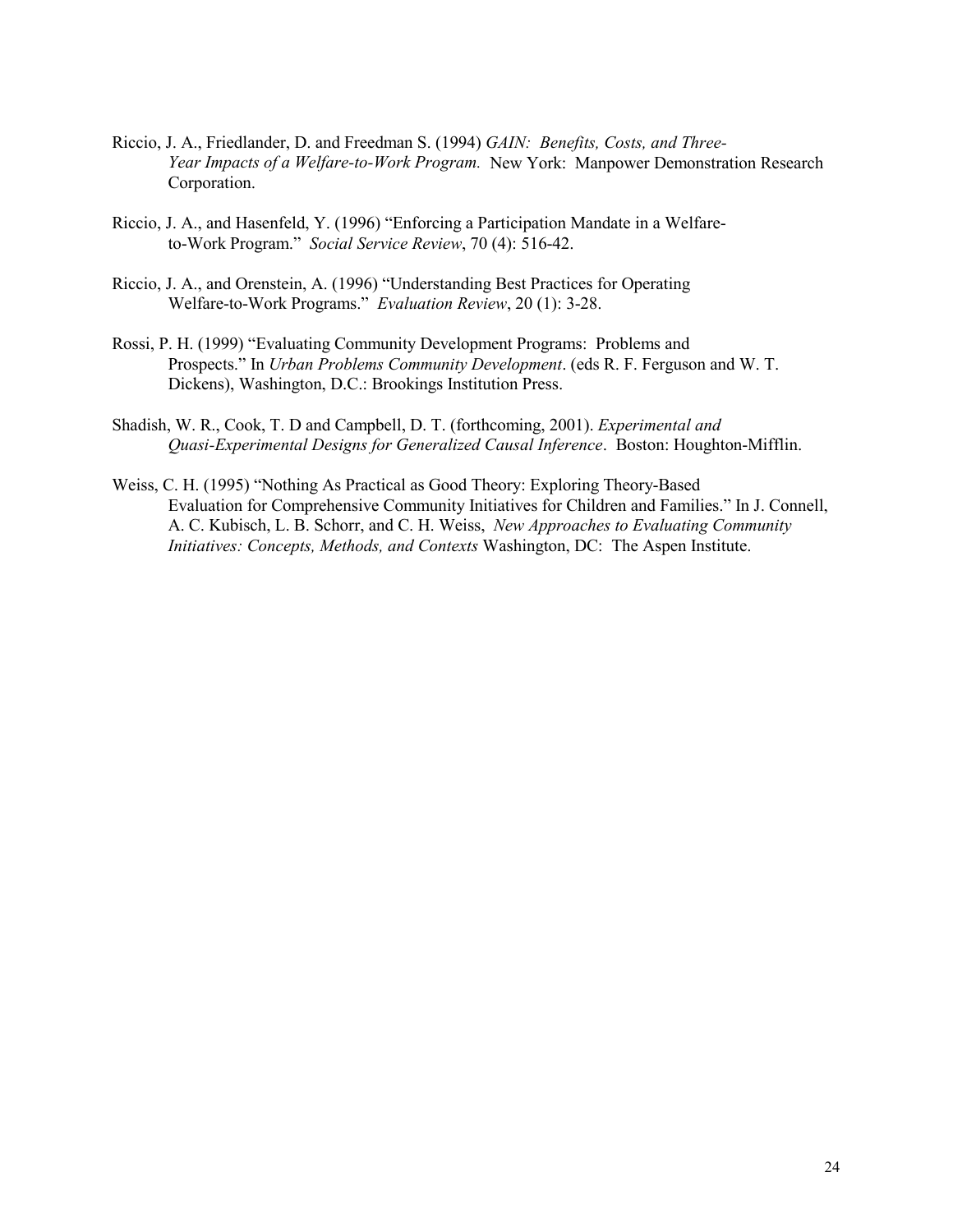Riccio, J. A., Friedlander, D. and Freedman S. (1994) *GAIN: Benefits, Costs, and Three-Year Impacts of a Welfare-to-Work Program.* New York: Manpower Demonstration Research Corporation.

Riccio, J. A., and Hasenfeld, Y. (1996) "Enforcing a Participation Mandate in a Welfare-to-Work Program." *Social Service Review*, 70 (4): 516-42.

Riccio, J. A., and Orenstein, A. (1996) "Understanding Best Practices for Operating Welfare-to-Work Programs." *Evaluation Review*, 20 (1): 3-28.

Rossi, P. H. (1999) "Evaluating Community Development Programs: Problems and Prospects." In *Urban Problems Community Development*. (eds R. F. Ferguson and W. T. Dickens), Washington, D.C.: Brookings Institution Press.

Shadish, W. R., Cook, T. D and Campbell, D. T. (forthcoming, 2001). *Experimental and Quasi-Experimental Designs for Generalized Causal Inference*. Boston: Houghton-Mifflin.

Weiss, C. H. (1995) "Nothing As Practical as Good Theory: Exploring Theory-Based Evaluation for Comprehensive Community Initiatives for Children and Families." In J. Connell, A. C. Kubisch, L. B. Schorr, and C. H. Weiss, *New Approaches to Evaluating Community Initiatives: Concepts, Methods, and Contexts* Washington, DC: The Aspen Institute.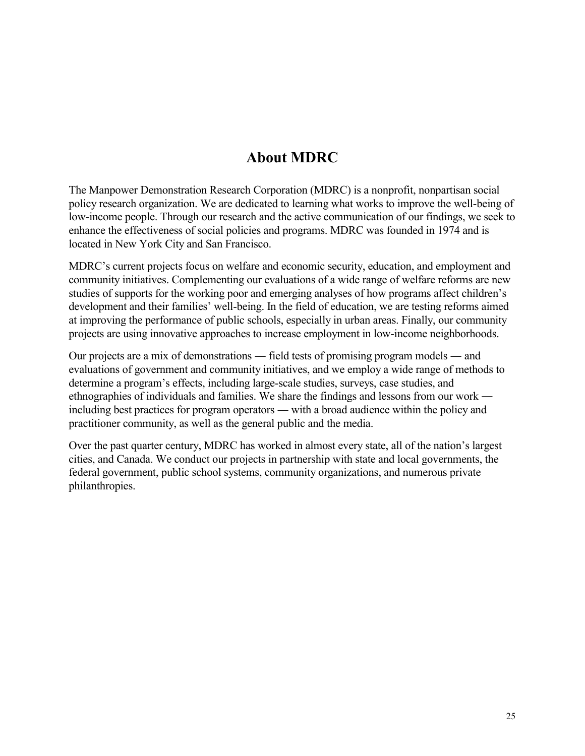# About MDRC

The Manpower Demonstration Research Corporation (MDRC) is a nonprofit, nonpartisan social policy research organization. We are dedicated to learning what works to improve the well-being of low-income people. Through our research and the active communication of our findings, we seek to enhance the effectiveness of social policies and programs. MDRC was founded in 1974 and is located in New York City and San Francisco.

MDRC's current projects focus on welfare and economic security, education, and employment and community initiatives. Complementing our evaluations of a wide range of welfare reforms are new studies of supports for the working poor and emerging analyses of how programs affect children's development and their families' well-being. In the field of education, we are testing reforms aimed at improving the performance of public schools, especially in urban areas. Finally, our community projects are using innovative approaches to increase employment in low-income neighborhoods.

Our projects are a mix of demonstrations — field tests of promising program models — and evaluations of government and community initiatives, and we employ a wide range of methods to determine a program's effects, including large-scale studies, surveys, case studies, and ethnographies of individuals and families. We share the findings and lessons from our work — including best practices for program operators — with a broad audience within the policy and practitioner community, as well as the general public and the media.

Over the past quarter century, MDRC has worked in almost every state, all of the nation's largest cities, and Canada. We conduct our projects in partnership with state and local governments, the federal government, public school systems, community organizations, and numerous private philanthropies.